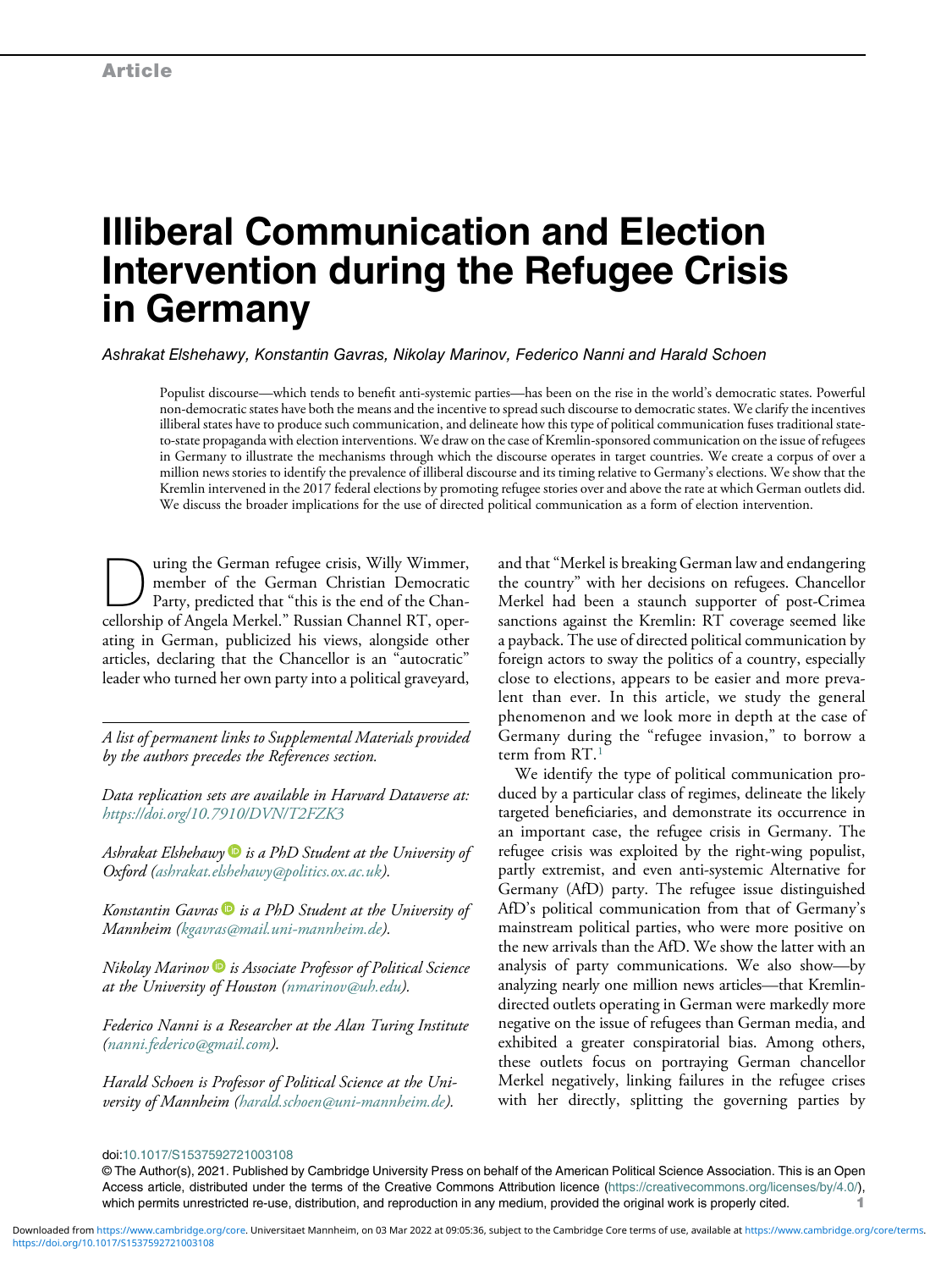Article

# Illiberal Communication and Election Intervention during the Refugee Crisis in Germany

*Ashrakat Elshehawy, Konstantin Gavras, Nikolay Marinov, Federico Nanni and Harald Schoen*

Populist discourse—which tends to benefit anti-systemic parties—has been on the rise in the world's democratic states. Powerful non-democratic states have both the means and the incentive to spread such discourse to democratic states. We clarify the incentives illiberal states have to produce such communication, and delineate how this type of political communication fuses traditional state-to-state propaganda with election interventions. We draw on the case of Kremlin-sponsored communication on the issue of refugees in Germany to illustrate the mechanisms through which the discourse operates in target countries. We create a corpus of over a million news stories to identify the prevalence of illiberal discourse and its timing relative to Germany's elections. We show that the Kremlin intervened in the 2017 federal elections by promoting refugee stories over and above the rate at which German outlets did. We discuss the broader implications for the use of directed political communication as a form of election intervention.

During the German refugee crisis, Willy Wimmer, member of the German Christian Democratic Party, predicted that "this is the end of the Chancellorship of Angela Merkel." Russian Channel RT, operating in German, publicized his views, alongside other articles, declaring that the Chancellor is an "autocratic" leader who turned her own party into a political graveyard, and that "Merkel is breaking German law and endangering the country" with her decisions on refugees. Chancellor Merkel had been a staunch supporter of post-Crimea sanctions against the Kremlin: RT coverage seemed like a payback. The use of directed political communication by foreign actors to sway the politics of a country, especially close to elections, appears to be easier and more prevalent than ever. In this article, we study the general phenomenon and we look more in depth at the case of Germany during the "refugee invasion," to borrow a term from RT.[1]

We identify the type of political communication produced by a particular class of regimes, delineate the likely targeted beneficiaries, and demonstrate its occurrence in an important case, the refugee crisis in Germany. The refugee crisis was exploited by the right-wing populist, partly extremist, and even anti-systemic Alternative for Germany (AfD) party. The refugee issue distinguished AfD's political communication from that of Germany's mainstream political parties, who were more positive on the new arrivals than the AfD. We show the latter with an analysis of party communications. We also show—by analyzing nearly one million news articles—that Kremlin-directed outlets operating in German were markedly more negative on the issue of refugees than German media, and exhibited a greater conspiratorial bias. Among others, these outlets focus on portraying German chancellor Merkel negatively, linking failures in the refugee crises with her directly, splitting the governing parties by

---

*A list of permanent links to Supplemental Materials provided by the authors precedes the References section.*

*Data replication sets are available in Harvard Dataverse at: https://doi.org/10.7910/DVN/T2FZK3*

*Ashrakat Elshehawy is a PhD Student at the University of Oxford (ashrakat.elshehawy@politics.ox.ac.uk).*

*Konstantin Gavras is a PhD Student at the University of Mannheim (kgavras@mail.uni-mannheim.de).*

*Nikolay Marinov is Associate Professor of Political Science at the University of Houston (nmarinov@uh.edu).*

*Federico Nanni is a Researcher at the Alan Turing Institute (nanni.federico@gmail.com).*

*Harald Schoen is Professor of Political Science at the University of Mannheim (harald.schoen@uni-mannheim.de).*

doi:10.1017/S1537592721003108

© The Author(s), 2021. Published by Cambridge University Press on behalf of the American Political Science Association. This is an Open Access article, distributed under the terms of the Creative Commons Attribution licence (https://creativecommons.org/licenses/by/4.0/), which permits unrestricted re-use, distribution, and reproduction in any medium, provided the original work is properly cited.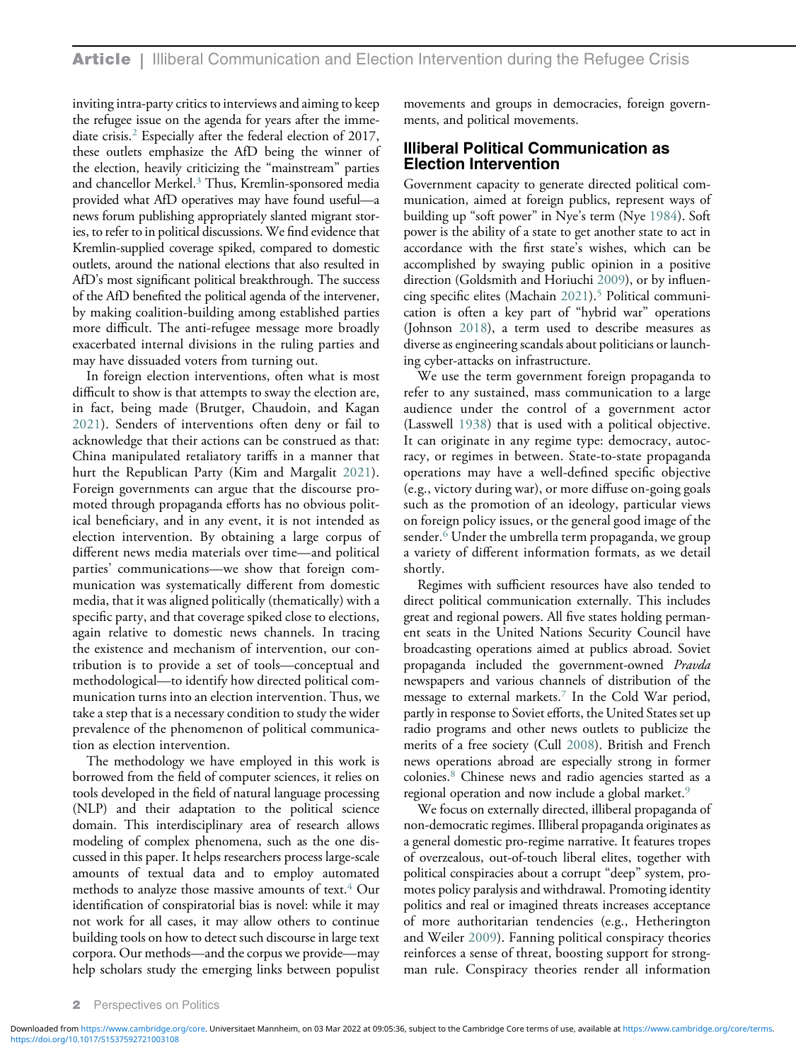inviting intra-party critics to interviews and aiming to keep the refugee issue on the agenda for years after the immediate crisis.[2] Especially after the federal election of 2017, these outlets emphasize the AfD being the winner of the election, heavily criticizing the "mainstream" parties and chancellor Merkel.[3] Thus, Kremlin-sponsored media provided what AfD operatives may have found useful—a news forum publishing appropriately slanted migrant stories, to refer to in political discussions. We find evidence that Kremlin-supplied coverage spiked, compared to domestic outlets, around the national elections that also resulted in AfD's most significant political breakthrough. The success of the AfD benefited the political agenda of the intervener, by making coalition-building among established parties more difficult. The anti-refugee message more broadly exacerbated internal divisions in the ruling parties and may have dissuaded voters from turning out.

In foreign election interventions, often what is most difficult to show is that attempts to sway the election are, in fact, being made (Brutger, Chaudoin, and Kagan 2021). Senders of interventions often deny or fail to acknowledge that their actions can be construed as that: China manipulated retaliatory tariffs in a manner that hurt the Republican Party (Kim and Margalit 2021). Foreign governments can argue that the discourse promoted through propaganda efforts has no obvious political beneficiary, and in any event, it is not intended as election intervention. By obtaining a large corpus of different news media materials over time—and political parties' communications—we show that foreign communication was systematically different from domestic media, that it was aligned politically (thematically) with a specific party, and that coverage spiked close to elections, again relative to domestic news channels. In tracing the existence and mechanism of intervention, our contribution is to provide a set of tools—conceptual and methodological—to identify how directed political communication turns into an election intervention. Thus, we take a step that is a necessary condition to study the wider prevalence of the phenomenon of political communication as election intervention.

The methodology we have employed in this work is borrowed from the field of computer sciences, it relies on tools developed in the field of natural language processing (NLP) and their adaptation to the political science domain. This interdisciplinary area of research allows modeling of complex phenomena, such as the one discussed in this paper. It helps researchers process large-scale amounts of textual data and to employ automated methods to analyze those massive amounts of text.[4] Our identification of conspiratorial bias is novel: while it may not work for all cases, it may allow others to continue building tools on how to detect such discourse in large text corpora. Our methods—and the corpus we provide—may help scholars study the emerging links between populist movements and groups in democracies, foreign governments, and political movements.

## Illiberal Political Communication as Election Intervention

Government capacity to generate directed political communication, aimed at foreign publics, represent ways of building up "soft power" in Nye's term (Nye 1984). Soft power is the ability of a state to get another state to act in accordance with the first state's wishes, which can be accomplished by swaying public opinion in a positive direction (Goldsmith and Horiuchi 2009), or by influencing specific elites (Machain 2021).[5] Political communication is often a key part of "hybrid war" operations (Johnson 2018), a term used to describe measures as diverse as engineering scandals about politicians or launching cyber-attacks on infrastructure.

We use the term government foreign propaganda to refer to any sustained, mass communication to a large audience under the control of a government actor (Lasswell 1938) that is used with a political objective. It can originate in any regime type: democracy, autocracy, or regimes in between. State-to-state propaganda operations may have a well-defined specific objective (e.g., victory during war), or more diffuse on-going goals such as the promotion of an ideology, particular views on foreign policy issues, or the general good image of the sender.[6] Under the umbrella term propaganda, we group a variety of different information formats, as we detail shortly.

Regimes with sufficient resources have also tended to direct political communication externally. This includes great and regional powers. All five states holding permanent seats in the United Nations Security Council have broadcasting operations aimed at publics abroad. Soviet propaganda included the government-owned *Pravda* newspapers and various channels of distribution of the message to external markets.[7] In the Cold War period, partly in response to Soviet efforts, the United States set up radio programs and other news outlets to publicize the merits of a free society (Cull 2008). British and French news operations abroad are especially strong in former colonies.[8] Chinese news and radio agencies started as a regional operation and now include a global market.[9]

We focus on externally directed, illiberal propaganda of non-democratic regimes. Illiberal propaganda originates as a general domestic pro-regime narrative. It features tropes of overzealous, out-of-touch liberal elites, together with political conspiracies about a corrupt "deep" system, promotes policy paralysis and withdrawal. Promoting identity politics and real or imagined threats increases acceptance of more authoritarian tendencies (e.g., Hetherington and Weiler 2009). Fanning political conspiracy theories reinforces a sense of threat, boosting support for strongman rule. Conspiracy theories render all information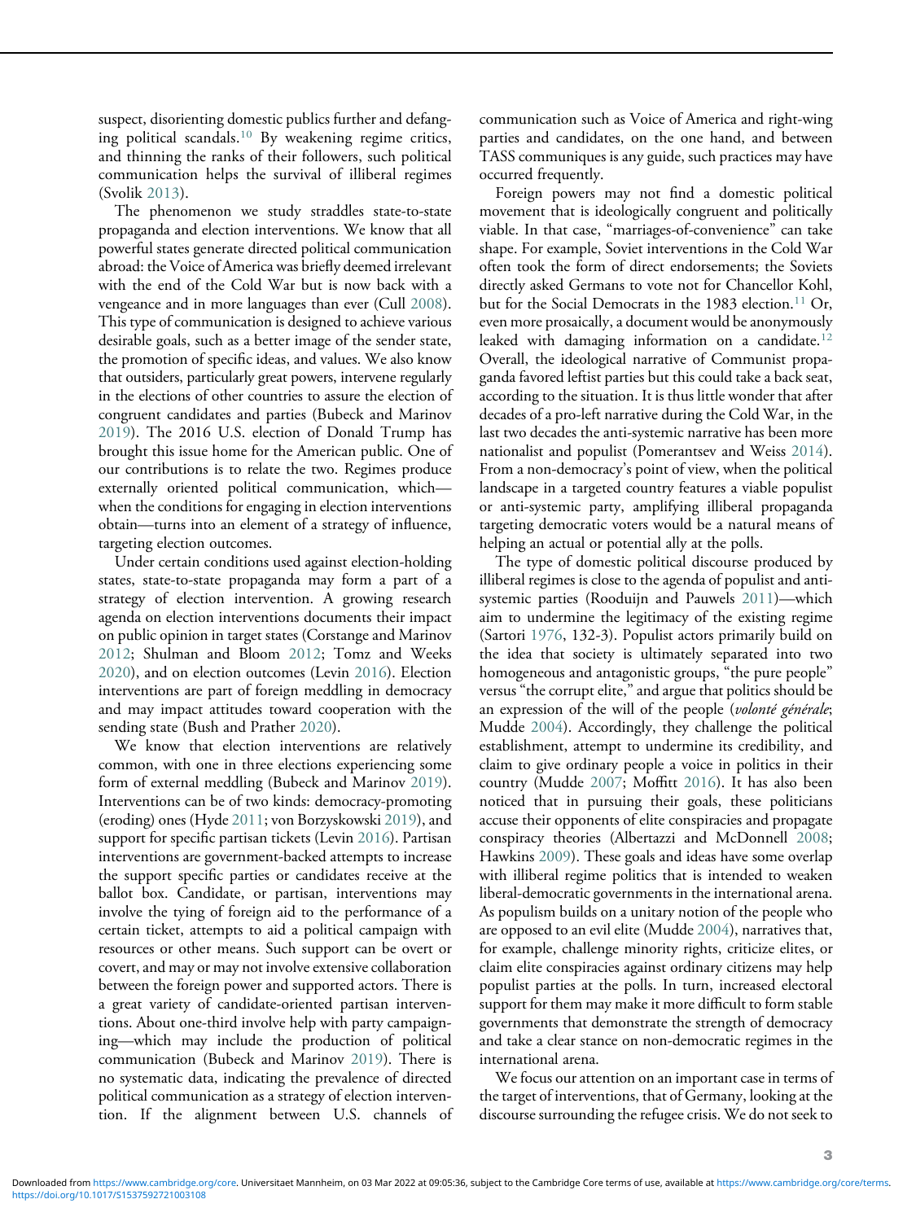suspect, disorienting domestic publics further and defanging political scandals.[10] By weakening regime critics, and thinning the ranks of their followers, such political communication helps the survival of illiberal regimes (Svolik 2013).

The phenomenon we study straddles state-to-state propaganda and election interventions. We know that all powerful states generate directed political communication abroad: the Voice of America was briefly deemed irrelevant with the end of the Cold War but is now back with a vengeance and in more languages than ever (Cull 2008). This type of communication is designed to achieve various desirable goals, such as a better image of the sender state, the promotion of specific ideas, and values. We also know that outsiders, particularly great powers, intervene regularly in the elections of other countries to assure the election of congruent candidates and parties (Bubeck and Marinov 2019). The 2016 U.S. election of Donald Trump has brought this issue home for the American public. One of our contributions is to relate the two. Regimes produce externally oriented political communication, which—when the conditions for engaging in election interventions obtain—turns into an element of a strategy of influence, targeting election outcomes.

Under certain conditions used against election-holding states, state-to-state propaganda may form a part of a strategy of election intervention. A growing research agenda on election interventions documents their impact on public opinion in target states (Corstange and Marinov 2012; Shulman and Bloom 2012; Tomz and Weeks 2020), and on election outcomes (Levin 2016). Election interventions are part of foreign meddling in democracy and may impact attitudes toward cooperation with the sending state (Bush and Prather 2020).

We know that election interventions are relatively common, with one in three elections experiencing some form of external meddling (Bubeck and Marinov 2019). Interventions can be of two kinds: democracy-promoting (eroding) ones (Hyde 2011; von Borzyskowski 2019), and support for specific partisan tickets (Levin 2016). Partisan interventions are government-backed attempts to increase the support specific parties or candidates receive at the ballot box. Candidate, or partisan, interventions may involve the tying of foreign aid to the performance of a certain ticket, attempts to aid a political campaign with resources or other means. Such support can be overt or covert, and may or may not involve extensive collaboration between the foreign power and supported actors. There is a great variety of candidate-oriented partisan interventions. About one-third involve help with party campaigning—which may include the production of political communication (Bubeck and Marinov 2019). There is no systematic data, indicating the prevalence of directed political communication as a strategy of election intervention. If the alignment between U.S. channels of communication such as Voice of America and right-wing parties and candidates, on the one hand, and between TASS communiques is any guide, such practices may have occurred frequently.

Foreign powers may not find a domestic political movement that is ideologically congruent and politically viable. In that case, "marriages-of-convenience" can take shape. For example, Soviet interventions in the Cold War often took the form of direct endorsements; the Soviets directly asked Germans to vote not for Chancellor Kohl, but for the Social Democrats in the 1983 election.[11] Or, even more prosaically, a document would be anonymously leaked with damaging information on a candidate.[12] Overall, the ideological narrative of Communist propaganda favored leftist parties but this could take a back seat, according to the situation. It is thus little wonder that after decades of a pro-left narrative during the Cold War, in the last two decades the anti-systemic narrative has been more nationalist and populist (Pomerantsev and Weiss 2014). From a non-democracy's point of view, when the political landscape in a targeted country features a viable populist or anti-systemic party, amplifying illiberal propaganda targeting democratic voters would be a natural means of helping an actual or potential ally at the polls.

The type of domestic political discourse produced by illiberal regimes is close to the agenda of populist and anti-systemic parties (Rooduijn and Pauwels 2011)—which aim to undermine the legitimacy of the existing regime (Sartori 1976, 132-3). Populist actors primarily build on the idea that society is ultimately separated into two homogeneous and antagonistic groups, "the pure people" versus "the corrupt elite," and argue that politics should be an expression of the will of the people (*volonté générale*; Mudde 2004). Accordingly, they challenge the political establishment, attempt to undermine its credibility, and claim to give ordinary people a voice in politics in their country (Mudde 2007; Moffitt 2016). It has also been noticed that in pursuing their goals, these politicians accuse their opponents of elite conspiracies and propagate conspiracy theories (Albertazzi and McDonnell 2008; Hawkins 2009). These goals and ideas have some overlap with illiberal regime politics that is intended to weaken liberal-democratic governments in the international arena. As populism builds on a unitary notion of the people who are opposed to an evil elite (Mudde 2004), narratives that, for example, challenge minority rights, criticize elites, or claim elite conspiracies against ordinary citizens may help populist parties at the polls. In turn, increased electoral support for them may make it more difficult to form stable governments that demonstrate the strength of democracy and take a clear stance on non-democratic regimes in the international arena.

We focus our attention on an important case in terms of the target of interventions, that of Germany, looking at the discourse surrounding the refugee crisis. We do not seek to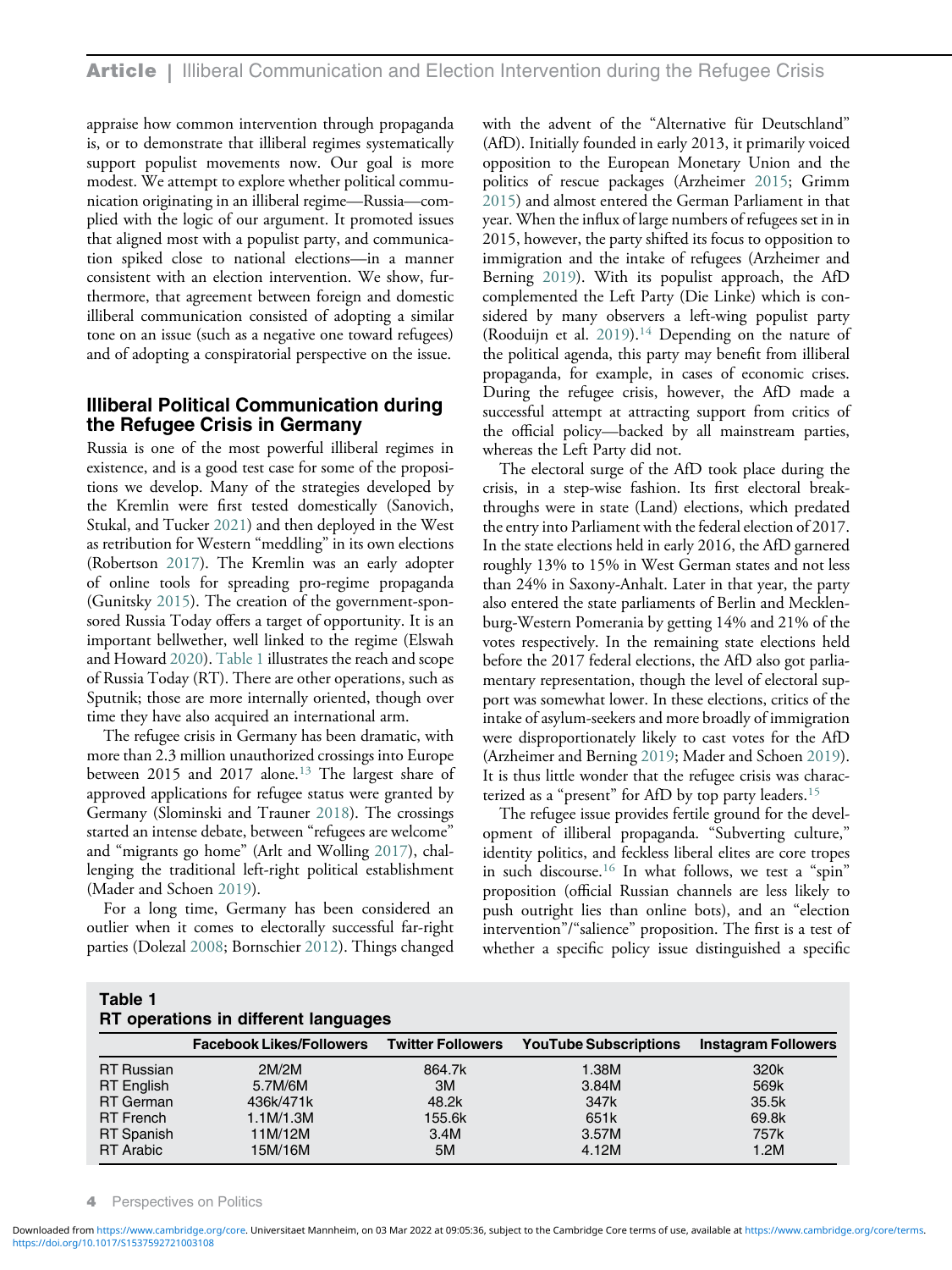appraise how common intervention through propaganda is, or to demonstrate that illiberal regimes systematically support populist movements now. Our goal is more modest. We attempt to explore whether political communication originating in an illiberal regime—Russia—complied with the logic of our argument. It promoted issues that aligned most with a populist party, and communication spiked close to national elections—in a manner consistent with an election intervention. We show, furthermore, that agreement between foreign and domestic illiberal communication consisted of adopting a similar tone on an issue (such as a negative one toward refugees) and of adopting a conspiratorial perspective on the issue.

## Illiberal Political Communication during the Refugee Crisis in Germany

Russia is one of the most powerful illiberal regimes in existence, and is a good test case for some of the propositions we develop. Many of the strategies developed by the Kremlin were first tested domestically (Sanovich, Stukal, and Tucker 2021) and then deployed in the West as retribution for Western "meddling" in its own elections (Robertson 2017). The Kremlin was an early adopter of online tools for spreading pro-regime propaganda (Gunitsky 2015). The creation of the government-sponsored Russia Today offers a target of opportunity. It is an important bellwether, well linked to the regime (Elswah and Howard 2020). Table 1 illustrates the reach and scope of Russia Today (RT). There are other operations, such as Sputnik; those are more internally oriented, though over time they have also acquired an international arm.

The refugee crisis in Germany has been dramatic, with more than 2.3 million unauthorized crossings into Europe between 2015 and 2017 alone.[13] The largest share of approved applications for refugee status were granted by Germany (Slominski and Trauner 2018). The crossings started an intense debate, between "refugees are welcome" and "migrants go home" (Arlt and Wolling 2017), challenging the traditional left-right political establishment (Mader and Schoen 2019).

For a long time, Germany has been considered an outlier when it comes to electorally successful far-right parties (Dolezal 2008; Bornschier 2012). Things changed with the advent of the "Alternative für Deutschland" (AfD). Initially founded in early 2013, it primarily voiced opposition to the European Monetary Union and the politics of rescue packages (Arzheimer 2015; Grimm 2015) and almost entered the German Parliament in that year. When the influx of large numbers of refugees set in in 2015, however, the party shifted its focus to opposition to immigration and the intake of refugees (Arzheimer and Berning 2019). With its populist approach, the AfD complemented the Left Party (Die Linke) which is considered by many observers a left-wing populist party (Rooduijn et al. 2019).[14] Depending on the nature of the political agenda, this party may benefit from illiberal propaganda, for example, in cases of economic crises. During the refugee crisis, however, the AfD made a successful attempt at attracting support from critics of the official policy—backed by all mainstream parties, whereas the Left Party did not.

The electoral surge of the AfD took place during the crisis, in a step-wise fashion. Its first electoral breakthroughs were in state (Land) elections, which predated the entry into Parliament with the federal election of 2017. In the state elections held in early 2016, the AfD garnered roughly 13% to 15% in West German states and not less than 24% in Saxony-Anhalt. Later in that year, the party also entered the state parliaments of Berlin and Mecklenburg-Western Pomerania by getting 14% and 21% of the votes respectively. In the remaining state elections held before the 2017 federal elections, the AfD also got parliamentary representation, though the level of electoral support was somewhat lower. In these elections, critics of the intake of asylum-seekers and more broadly of immigration were disproportionately likely to cast votes for the AfD (Arzheimer and Berning 2019; Mader and Schoen 2019). It is thus little wonder that the refugee crisis was characterized as a "present" for AfD by top party leaders.[15]

The refugee issue provides fertile ground for the development of illiberal propaganda. "Subverting culture," identity politics, and feckless liberal elites are core tropes in such discourse.[16] In what follows, we test a "spin" proposition (official Russian channels are less likely to push outright lies than online bots), and an "election intervention"/"salience" proposition. The first is a test of whether a specific policy issue distinguished a specific

**Table 1**
**RT operations in different languages**

| | Facebook Likes/Followers | Twitter Followers | YouTube Subscriptions | Instagram Followers |
|---|---|---|---|---|
| RT Russian | 2M/2M | 864.7k | 1.38M | 320k |
| RT English | 5.7M/6M | 3M | 3.84M | 569k |
| RT German | 436k/471k | 48.2k | 347k | 35.5k |
| RT French | 1.1M/1.3M | 155.6k | 651k | 69.8k |
| RT Spanish | 11M/12M | 3.4M | 3.57M | 757k |
| RT Arabic | 15M/16M | 5M | 4.12M | 1.2M |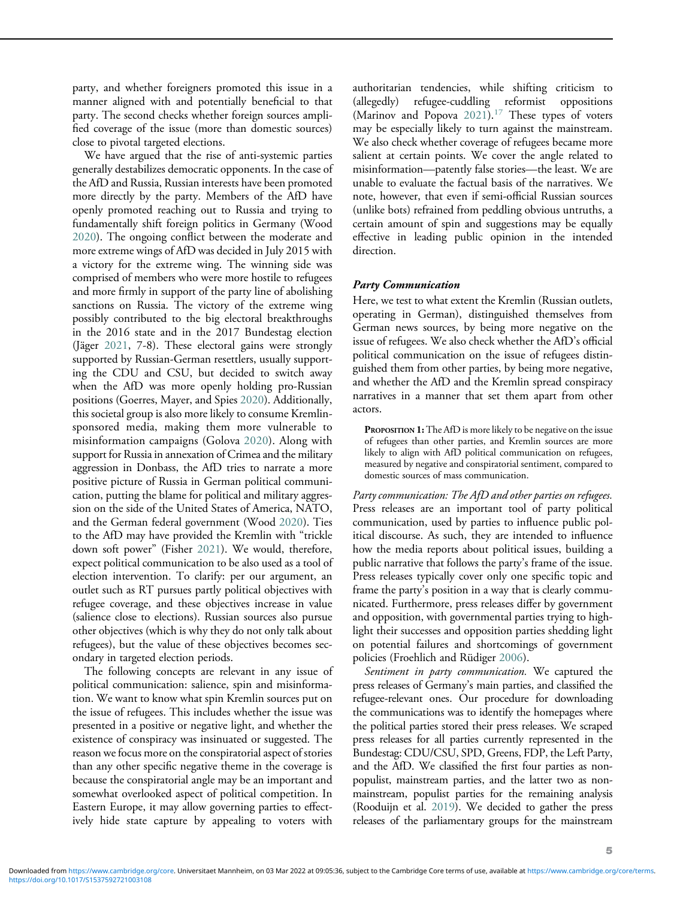party, and whether foreigners promoted this issue in a manner aligned with and potentially beneficial to that party. The second checks whether foreign sources amplified coverage of the issue (more than domestic sources) close to pivotal targeted elections.

We have argued that the rise of anti-systemic parties generally destabilizes democratic opponents. In the case of the AfD and Russia, Russian interests have been promoted more directly by the party. Members of the AfD have openly promoted reaching out to Russia and trying to fundamentally shift foreign politics in Germany (Wood 2020). The ongoing conflict between the moderate and more extreme wings of AfD was decided in July 2015 with a victory for the extreme wing. The winning side was comprised of members who were more hostile to refugees and more firmly in support of the party line of abolishing sanctions on Russia. The victory of the extreme wing possibly contributed to the big electoral breakthroughs in the 2016 state and in the 2017 Bundestag election (Jäger 2021, 7-8). These electoral gains were strongly supported by Russian-German resettlers, usually supporting the CDU and CSU, but decided to switch away when the AfD was more openly holding pro-Russian positions (Goerres, Mayer, and Spies 2020). Additionally, this societal group is also more likely to consume Kremlin-sponsored media, making them more vulnerable to misinformation campaigns (Golova 2020). Along with support for Russia in annexation of Crimea and the military aggression in Donbass, the AfD tries to narrate a more positive picture of Russia in German political communication, putting the blame for political and military aggression on the side of the United States of America, NATO, and the German federal government (Wood 2020). Ties to the AfD may have provided the Kremlin with "trickle down soft power" (Fisher 2021). We would, therefore, expect political communication to be also used as a tool of election intervention. To clarify: per our argument, an outlet such as RT pursues partly political objectives with refugee coverage, and these objectives increase in value (salience close to elections). Russian sources also pursue other objectives (which is why they do not only talk about refugees), but the value of these objectives becomes secondary in targeted election periods.

The following concepts are relevant in any issue of political communication: salience, spin and misinformation. We want to know what spin Kremlin sources put on the issue of refugees. This includes whether the issue was presented in a positive or negative light, and whether the existence of conspiracy was insinuated or suggested. The reason we focus more on the conspiratorial aspect of stories than any other specific negative theme in the coverage is because the conspiratorial angle may be an important and somewhat overlooked aspect of political competition. In Eastern Europe, it may allow governing parties to effectively hide state capture by appealing to voters with authoritarian tendencies, while shifting criticism to (allegedly) refugee-cuddling reformist oppositions (Marinov and Popova 2021).[17] These types of voters may be especially likely to turn against the mainstream. We also check whether coverage of refugees became more salient at certain points. We cover the angle related to misinformation—patently false stories—the least. We are unable to evaluate the factual basis of the narratives. We note, however, that even if semi-official Russian sources (unlike bots) refrained from peddling obvious untruths, a certain amount of spin and suggestions may be equally effective in leading public opinion in the intended direction.

### Party Communication

Here, we test to what extent the Kremlin (Russian outlets, operating in German), distinguished themselves from German news sources, by being more negative on the issue of refugees. We also check whether the AfD's official political communication on the issue of refugees distinguished them from other parties, by being more negative, and whether the AfD and the Kremlin spread conspiracy narratives in a manner that set them apart from other actors.

> **Proposition 1:** The AfD is more likely to be negative on the issue of refugees than other parties, and Kremlin sources are more likely to align with AfD political communication on refugees, measured by negative and conspiratorial sentiment, compared to domestic sources of mass communication.

*Party communication: The AfD and other parties on refugees.* Press releases are an important tool of party political communication, used by parties to influence public political discourse. As such, they are intended to influence how the media reports about political issues, building a public narrative that follows the party's frame of the issue. Press releases typically cover only one specific topic and frame the party's position in a way that is clearly communicated. Furthermore, press releases differ by government and opposition, with governmental parties trying to highlight their successes and opposition parties shedding light on potential failures and shortcomings of government policies (Froehlich and Rüdiger 2006).

*Sentiment in party communication.* We captured the press releases of Germany's main parties, and classified the refugee-relevant ones. Our procedure for downloading the communications was to identify the homepages where the political parties stored their press releases. We scraped press releases for all parties currently represented in the Bundestag: CDU/CSU, SPD, Greens, FDP, the Left Party, and the AfD. We classified the first four parties as non-populist, mainstream parties, and the latter two as non-mainstream, populist parties for the remaining analysis (Rooduijn et al. 2019). We decided to gather the press releases of the parliamentary groups for the mainstream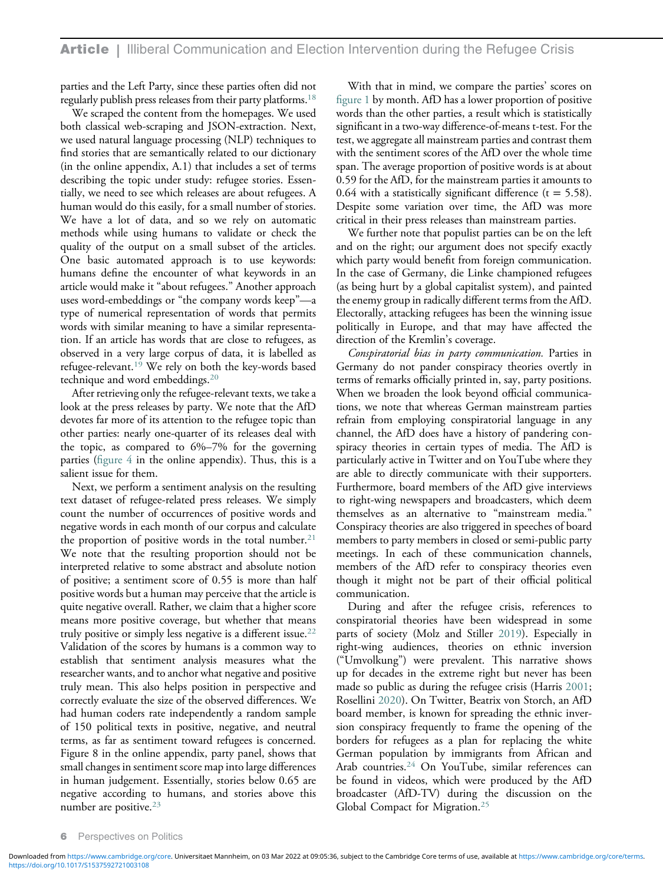parties and the Left Party, since these parties often did not regularly publish press releases from their party platforms.[18]

We scraped the content from the homepages. We used both classical web-scraping and JSON-extraction. Next, we used natural language processing (NLP) techniques to find stories that are semantically related to our dictionary (in the online appendix, A.1) that includes a set of terms describing the topic under study: refugee stories. Essentially, we need to see which releases are about refugees. A human would do this easily, for a small number of stories. We have a lot of data, and so we rely on automatic methods while using humans to validate or check the quality of the output on a small subset of the articles. One basic automated approach is to use keywords: humans define the encounter of what keywords in an article would make it "about refugees." Another approach uses word-embeddings or "the company words keep"—a type of numerical representation of words that permits words with similar meaning to have a similar representation. If an article has words that are close to refugees, as observed in a very large corpus of data, it is labelled as refugee-relevant.[19] We rely on both the key-words based technique and word embeddings.[20]

After retrieving only the refugee-relevant texts, we take a look at the press releases by party. We note that the AfD devotes far more of its attention to the refugee topic than other parties: nearly one-quarter of its releases deal with the topic, as compared to 6%–7% for the governing parties (figure 4 in the online appendix). Thus, this is a salient issue for them.

Next, we perform a sentiment analysis on the resulting text dataset of refugee-related press releases. We simply count the number of occurrences of positive words and negative words in each month of our corpus and calculate the proportion of positive words in the total number.[21] We note that the resulting proportion should not be interpreted relative to some abstract and absolute notion of positive; a sentiment score of 0.55 is more than half positive words but a human may perceive that the article is quite negative overall. Rather, we claim that a higher score means more positive coverage, but whether that means truly positive or simply less negative is a different issue.[22] Validation of the scores by humans is a common way to establish that sentiment analysis measures what the researcher wants, and to anchor what negative and positive truly mean. This also helps position in perspective and correctly evaluate the size of the observed differences. We had human coders rate independently a random sample of 150 political texts in positive, negative, and neutral terms, as far as sentiment toward refugees is concerned. Figure 8 in the online appendix, party panel, shows that small changes in sentiment score map into large differences in human judgement. Essentially, stories below 0.65 are negative according to humans, and stories above this number are positive.[23]

With that in mind, we compare the parties' scores on figure 1 by month. AfD has a lower proportion of positive words than the other parties, a result which is statistically significant in a two-way difference-of-means t-test. For the test, we aggregate all mainstream parties and contrast them with the sentiment scores of the AfD over the whole time span. The average proportion of positive words is at about 0.59 for the AfD, for the mainstream parties it amounts to 0.64 with a statistically significant difference ($t = 5.58$). Despite some variation over time, the AfD was more critical in their press releases than mainstream parties.

We further note that populist parties can be on the left and on the right; our argument does not specify exactly which party would benefit from foreign communication. In the case of Germany, die Linke championed refugees (as being hurt by a global capitalist system), and painted the enemy group in radically different terms from the AfD. Electorally, attacking refugees has been the winning issue politically in Europe, and that may have affected the direction of the Kremlin's coverage.

*Conspiratorial bias in party communication.* Parties in Germany do not pander conspiracy theories overtly in terms of remarks officially printed in, say, party positions. When we broaden the look beyond official communications, we note that whereas German mainstream parties refrain from employing conspiratorial language in any channel, the AfD does have a history of pandering conspiracy theories in certain types of media. The AfD is particularly active in Twitter and on YouTube where they are able to directly communicate with their supporters. Furthermore, board members of the AfD give interviews to right-wing newspapers and broadcasters, which deem themselves as an alternative to "mainstream media." Conspiracy theories are also triggered in speeches of board members to party members in closed or semi-public party meetings. In each of these communication channels, members of the AfD refer to conspiracy theories even though it might not be part of their official political communication.

During and after the refugee crisis, references to conspiratorial theories have been widespread in some parts of society (Molz and Stiller 2019). Especially in right-wing audiences, theories on ethnic inversion ("Umvolkung") were prevalent. This narrative shows up for decades in the extreme right but never has been made so public as during the refugee crisis (Harris 2001; Rosellini 2020). On Twitter, Beatrix von Storch, an AfD board member, is known for spreading the ethnic inversion conspiracy frequently to frame the opening of the borders for refugees as a plan for replacing the white German population by immigrants from African and Arab countries.[24] On YouTube, similar references can be found in videos, which were produced by the AfD broadcaster (AfD-TV) during the discussion on the Global Compact for Migration.[25]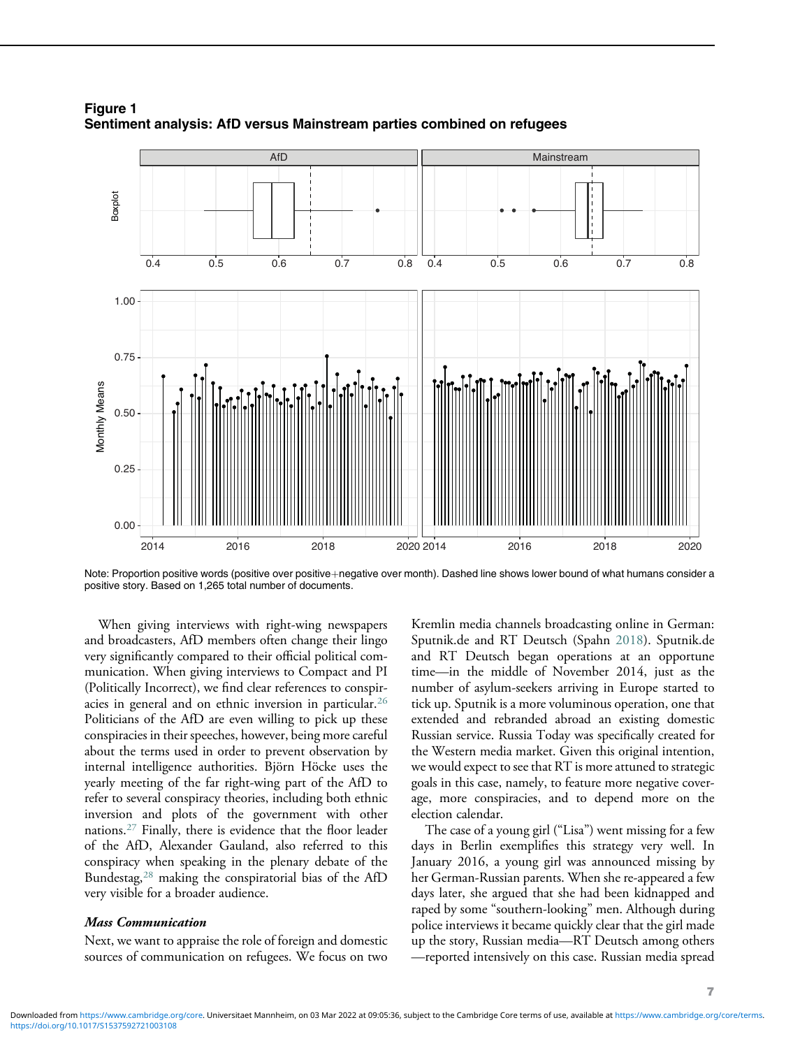**Figure 1**
**Sentiment analysis: AfD versus Mainstream parties combined on refugees**

Note: Proportion positive words (positive over positive+negative over month). Dashed line shows lower bound of what humans consider a positive story. Based on 1,265 total number of documents.

When giving interviews with right-wing newspapers and broadcasters, AfD members often change their lingo very significantly compared to their official political communication. When giving interviews to Compact and PI (Politically Incorrect), we find clear references to conspiracies in general and on ethnic inversion in particular.[26] Politicians of the AfD are even willing to pick up these conspiracies in their speeches, however, being more careful about the terms used in order to prevent observation by internal intelligence authorities. Björn Höcke uses the yearly meeting of the far right-wing part of the AfD to refer to several conspiracy theories, including both ethnic inversion and plots of the government with other nations.[27] Finally, there is evidence that the floor leader of the AfD, Alexander Gauland, also referred to this conspiracy when speaking in the plenary debate of the Bundestag,[28] making the conspiratorial bias of the AfD very visible for a broader audience.

### *Mass Communication*

Next, we want to appraise the role of foreign and domestic sources of communication on refugees. We focus on two Kremlin media channels broadcasting online in German: Sputnik.de and RT Deutsch (Spahn 2018). Sputnik.de and RT Deutsch began operations at an opportune time—in the middle of November 2014, just as the number of asylum-seekers arriving in Europe started to tick up. Sputnik is a more voluminous operation, one that extended and rebranded abroad an existing domestic Russian service. Russia Today was specifically created for the Western media market. Given this original intention, we would expect to see that RT is more attuned to strategic goals in this case, namely, to feature more negative coverage, more conspiracies, and to depend more on the election calendar.

The case of a young girl ("Lisa") went missing for a few days in Berlin exemplifies this strategy very well. In January 2016, a young girl was announced missing by her German-Russian parents. When she re-appeared a few days later, she argued that she had been kidnapped and raped by some "southern-looking" men. Although during police interviews it became quickly clear that the girl made up the story, Russian media—RT Deutsch among others—reported intensively on this case. Russian media spread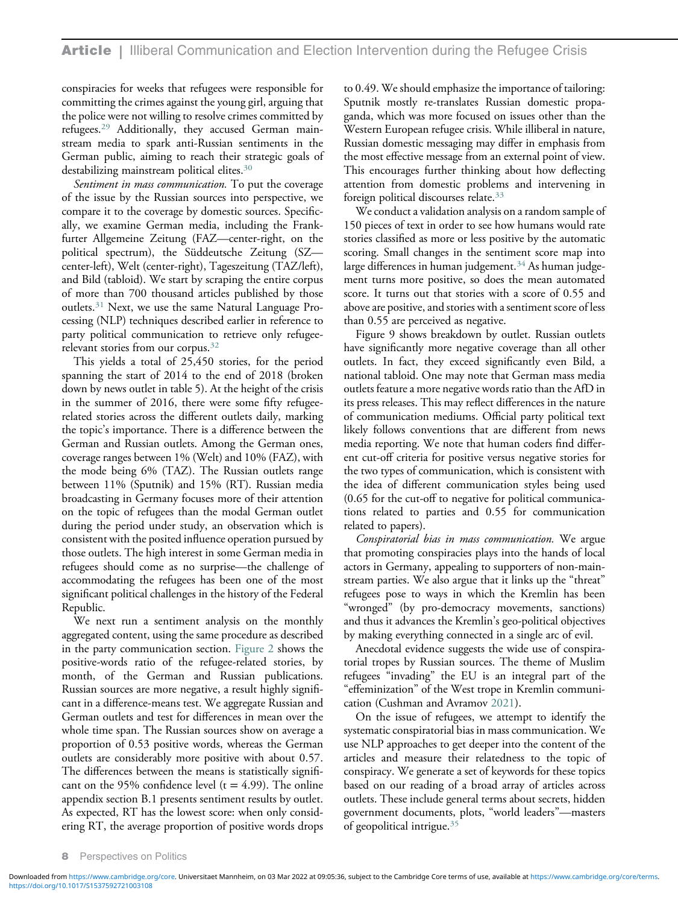conspiracies for weeks that refugees were responsible for committing the crimes against the young girl, arguing that the police were not willing to resolve crimes committed by refugees.[29] Additionally, they accused German mainstream media to spark anti-Russian sentiments in the German public, aiming to reach their strategic goals of destabilizing mainstream political elites.[30]

*Sentiment in mass communication.* To put the coverage of the issue by the Russian sources into perspective, we compare it to the coverage by domestic sources. Specifically, we examine German media, including the Frankfurter Allgemeine Zeitung (FAZ—center-right, on the political spectrum), the Süddeutsche Zeitung (SZ—center-left), Welt (center-right), Tageszeitung (TAZ/left), and Bild (tabloid). We start by scraping the entire corpus of more than 700 thousand articles published by those outlets.[31] Next, we use the same Natural Language Processing (NLP) techniques described earlier in reference to party political communication to retrieve only refugee-relevant stories from our corpus.[32]

This yields a total of 25,450 stories, for the period spanning the start of 2014 to the end of 2018 (broken down by news outlet in table 5). At the height of the crisis in the summer of 2016, there were some fifty refugee-related stories across the different outlets daily, marking the topic's importance. There is a difference between the German and Russian outlets. Among the German ones, coverage ranges between 1% (Welt) and 10% (FAZ), with the mode being 6% (TAZ). The Russian outlets range between 11% (Sputnik) and 15% (RT). Russian media broadcasting in Germany focuses more of their attention on the topic of refugees than the modal German outlet during the period under study, an observation which is consistent with the posited influence operation pursued by those outlets. The high interest in some German media in refugees should come as no surprise—the challenge of accommodating the refugees has been one of the most significant political challenges in the history of the Federal Republic.

We next run a sentiment analysis on the monthly aggregated content, using the same procedure as described in the party communication section. Figure 2 shows the positive-words ratio of the refugee-related stories, by month, of the German and Russian publications. Russian sources are more negative, a result highly significant in a difference-means test. We aggregate Russian and German outlets and test for differences in mean over the whole time span. The Russian sources show on average a proportion of 0.53 positive words, whereas the German outlets are considerably more positive with about 0.57. The differences between the means is statistically significant on the 95% confidence level ($t = 4.99$). The online appendix section B.1 presents sentiment results by outlet. As expected, RT has the lowest score: when only considering RT, the average proportion of positive words drops to 0.49. We should emphasize the importance of tailoring: Sputnik mostly re-translates Russian domestic propaganda, which was more focused on issues other than the Western European refugee crisis. While illiberal in nature, Russian domestic messaging may differ in emphasis from the most effective message from an external point of view. This encourages further thinking about how deflecting attention from domestic problems and intervening in foreign political discourses relate.[33]

We conduct a validation analysis on a random sample of 150 pieces of text in order to see how humans would rate stories classified as more or less positive by the automatic scoring. Small changes in the sentiment score map into large differences in human judgement.[34] As human judgement turns more positive, so does the mean automated score. It turns out that stories with a score of 0.55 and above are positive, and stories with a sentiment score of less than 0.55 are perceived as negative.

Figure 9 shows breakdown by outlet. Russian outlets have significantly more negative coverage than all other outlets. In fact, they exceed significantly even Bild, a national tabloid. One may note that German mass media outlets feature a more negative words ratio than the AfD in its press releases. This may reflect differences in the nature of communication mediums. Official party political text likely follows conventions that are different from news media reporting. We note that human coders find different cut-off criteria for positive versus negative stories for the two types of communication, which is consistent with the idea of different communication styles being used (0.65 for the cut-off to negative for political communications related to parties and 0.55 for communication related to papers).

*Conspiratorial bias in mass communication.* We argue that promoting conspiracies plays into the hands of local actors in Germany, appealing to supporters of non-mainstream parties. We also argue that it links up the "threat" refugees pose to ways in which the Kremlin has been "wronged" (by pro-democracy movements, sanctions) and thus it advances the Kremlin's geo-political objectives by making everything connected in a single arc of evil.

Anecdotal evidence suggests the wide use of conspiratorial tropes by Russian sources. The theme of Muslim refugees "invading" the EU is an integral part of the "effeminization" of the West trope in Kremlin communication (Cushman and Avramov 2021).

On the issue of refugees, we attempt to identify the systematic conspiratorial bias in mass communication. We use NLP approaches to get deeper into the content of the articles and measure their relatedness to the topic of conspiracy. We generate a set of keywords for these topics based on our reading of a broad array of articles across outlets. These include general terms about secrets, hidden government documents, plots, "world leaders"—masters of geopolitical intrigue.[35]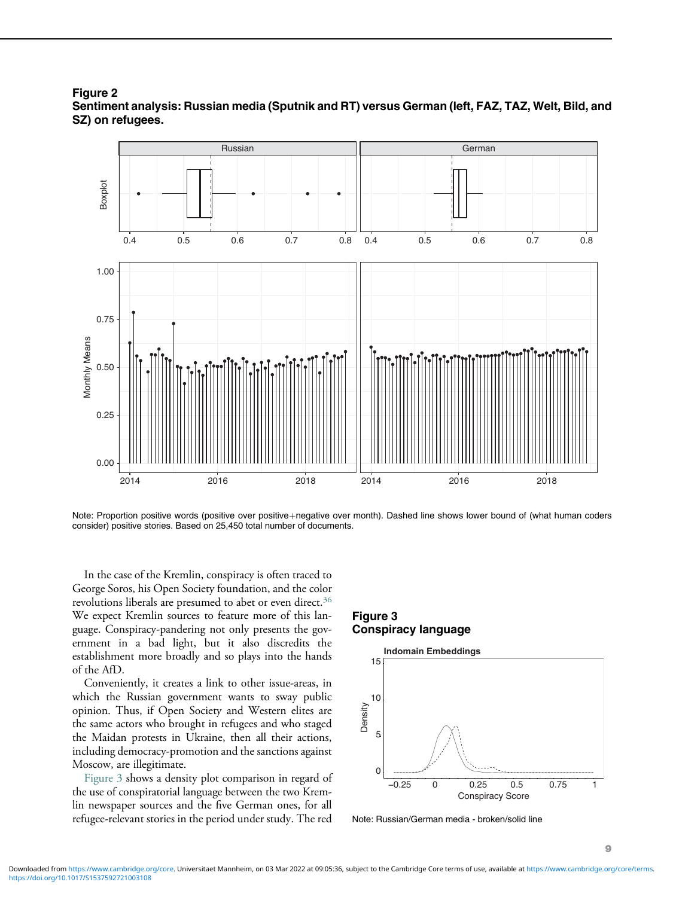**Figure 2**
**Sentiment analysis: Russian media (Sputnik and RT) versus German (left, FAZ, TAZ, Welt, Bild, and SZ) on refugees.**

Note: Proportion positive words (positive over positive+negative over month). Dashed line shows lower bound of (what human coders consider) positive stories. Based on 25,450 total number of documents.

In the case of the Kremlin, conspiracy is often traced to George Soros, his Open Society foundation, and the color revolutions liberals are presumed to abet or even direct.[36] We expect Kremlin sources to feature more of this language. Conspiracy-pandering not only presents the government in a bad light, but it also discredits the establishment more broadly and so plays into the hands of the AfD.

Conveniently, it creates a link to other issue-areas, in which the Russian government wants to sway public opinion. Thus, if Open Society and Western elites are the same actors who brought in refugees and who staged the Maidan protests in Ukraine, then all their actions, including democracy-promotion and the sanctions against Moscow, are illegitimate.

Figure 3 shows a density plot comparison in regard of the use of conspiratorial language between the two Kremlin newspaper sources and the five German ones, for all refugee-relevant stories in the period under study. The red

**Figure 3**
**Conspiracy language**

Note: Russian/German media - broken/solid line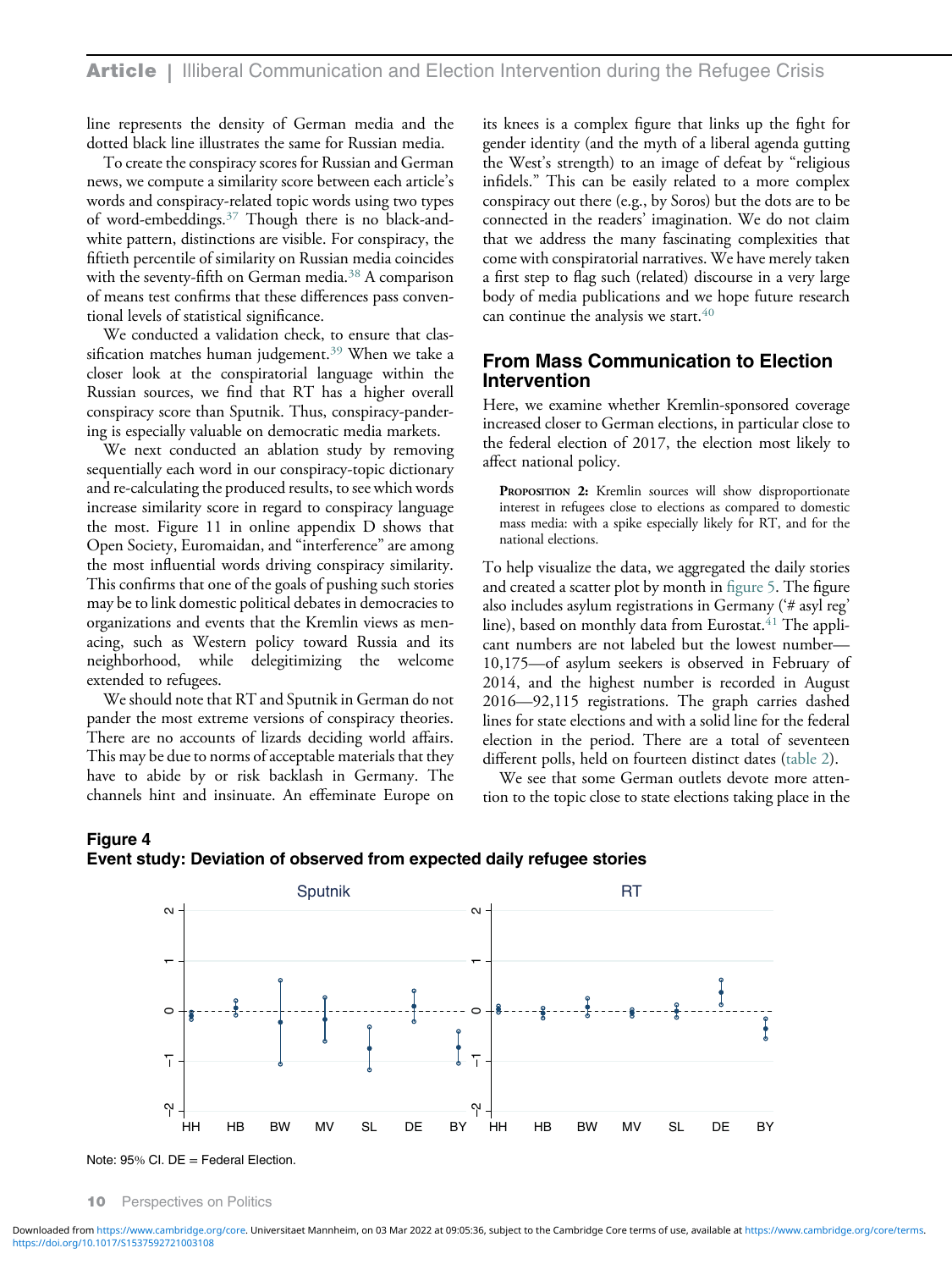line represents the density of German media and the dotted black line illustrates the same for Russian media.

To create the conspiracy scores for Russian and German news, we compute a similarity score between each article's words and conspiracy-related topic words using two types of word-embeddings.[37] Though there is no black-and-white pattern, distinctions are visible. For conspiracy, the fiftieth percentile of similarity on Russian media coincides with the seventy-fifth on German media.[38] A comparison of means test confirms that these differences pass conventional levels of statistical significance.

We conducted a validation check, to ensure that classification matches human judgement.[39] When we take a closer look at the conspiratorial language within the Russian sources, we find that RT has a higher overall conspiracy score than Sputnik. Thus, conspiracy-pandering is especially valuable on democratic media markets.

We next conducted an ablation study by removing sequentially each word in our conspiracy-topic dictionary and re-calculating the produced results, to see which words increase similarity score in regard to conspiracy language the most. Figure 11 in online appendix D shows that Open Society, Euromaidan, and "interference" are among the most influential words driving conspiracy similarity. This confirms that one of the goals of pushing such stories may be to link domestic political debates in democracies to organizations and events that the Kremlin views as menacing, such as Western policy toward Russia and its neighborhood, while delegitimizing the welcome extended to refugees.

We should note that RT and Sputnik in German do not pander the most extreme versions of conspiracy theories. There are no accounts of lizards deciding world affairs. This may be due to norms of acceptable materials that they have to abide by or risk backlash in Germany. The channels hint and insinuate. An effeminate Europe on its knees is a complex figure that links up the fight for gender identity (and the myth of a liberal agenda gutting the West's strength) to an image of defeat by "religious infidels." This can be easily related to a more complex conspiracy out there (e.g., by Soros) but the dots are to be connected in the readers' imagination. We do not claim that we address the many fascinating complexities that come with conspiratorial narratives. We have merely taken a first step to flag such (related) discourse in a very large body of media publications and we hope future research can continue the analysis we start.[40]

## From Mass Communication to Election Intervention

Here, we examine whether Kremlin-sponsored coverage increased closer to German elections, in particular close to the federal election of 2017, the election most likely to affect national policy.

> **Proposition 2:** Kremlin sources will show disproportionate interest in refugees close to elections as compared to domestic mass media: with a spike especially likely for RT, and for the national elections.

To help visualize the data, we aggregated the daily stories and created a scatter plot by month in figure 5. The figure also includes asylum registrations in Germany ('# asyl reg' line), based on monthly data from Eurostat.[41] The applicant numbers are not labeled but the lowest number—10,175—of asylum seekers is observed in February of 2014, and the highest number is recorded in August 2016—92,115 registrations. The graph carries dashed lines for state elections and with a solid line for the federal election in the period. There are a total of seventeen different polls, held on fourteen distinct dates (table 2).

We see that some German outlets devote more attention to the topic close to state elections taking place in the

**Figure 4**
**Event study: Deviation of observed from expected daily refugee stories**

Note: 95% CI. DE = Federal Election.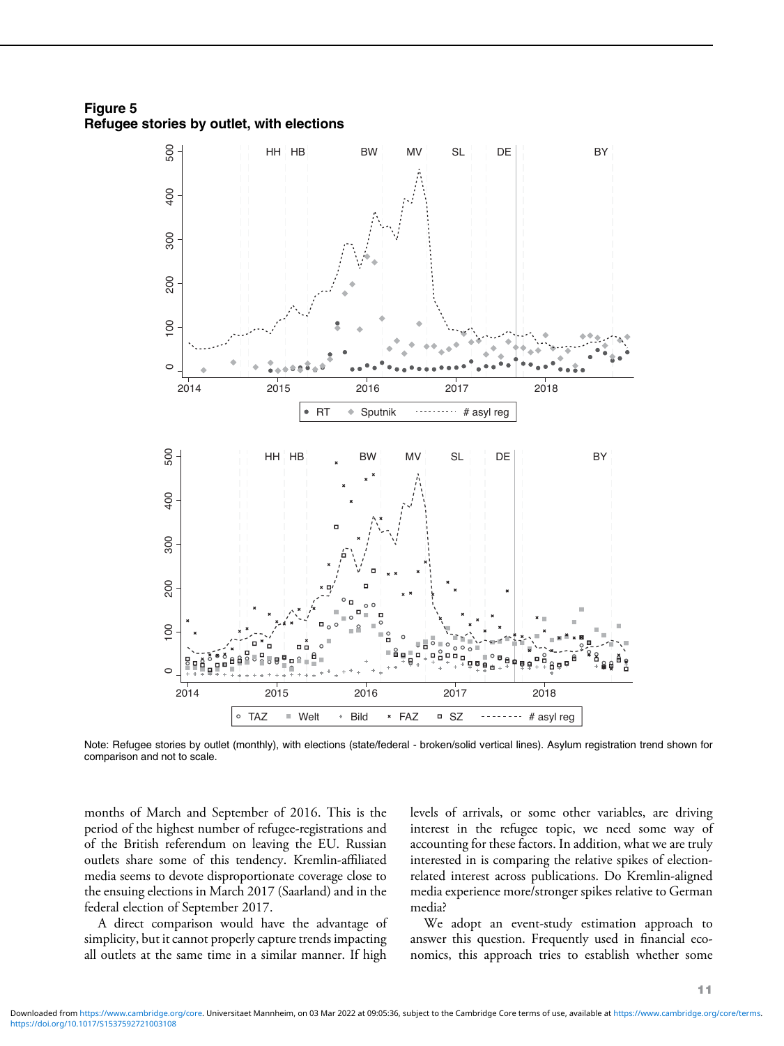**Figure 5**
**Refugee stories by outlet, with elections**

Note: Refugee stories by outlet (monthly), with elections (state/federal - broken/solid vertical lines). Asylum registration trend shown for comparison and not to scale.

months of March and September of 2016. This is the period of the highest number of refugee-registrations and of the British referendum on leaving the EU. Russian outlets share some of this tendency. Kremlin-affiliated media seems to devote disproportionate coverage close to the ensuing elections in March 2017 (Saarland) and in the federal election of September 2017.

A direct comparison would have the advantage of simplicity, but it cannot properly capture trends impacting all outlets at the same time in a similar manner. If high levels of arrivals, or some other variables, are driving interest in the refugee topic, we need some way of accounting for these factors. In addition, what we are truly interested in is comparing the relative spikes of election-related interest across publications. Do Kremlin-aligned media experience more/stronger spikes relative to German media?

We adopt an event-study estimation approach to answer this question. Frequently used in financial economics, this approach tries to establish whether some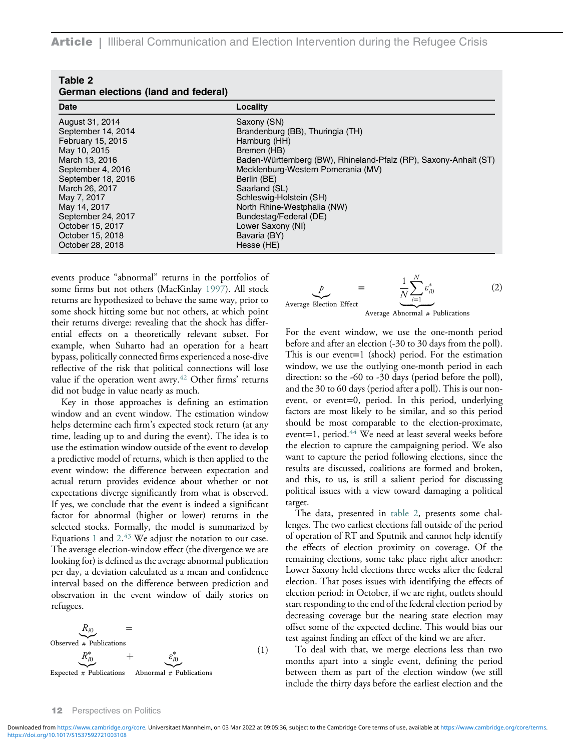**Table 2**
**German elections (land and federal)**

| Date | Locality |
|---|---|
| August 31, 2014 | Saxony (SN) |
| September 14, 2014 | Brandenburg (BB), Thuringia (TH) |
| February 15, 2015 | Hamburg (HH) |
| May 10, 2015 | Bremen (HB) |
| March 13, 2016 | Baden-Württemberg (BW), Rhineland-Pfalz (RP), Saxony-Anhalt (ST) |
| September 4, 2016 | Mecklenburg-Western Pomerania (MV) |
| September 18, 2016 | Berlin (BE) |
| March 26, 2017 | Saarland (SL) |
| May 7, 2017 | Schleswig-Holstein (SH) |
| May 14, 2017 | North Rhine-Westphalia (NW) |
| September 24, 2017 | Bundestag/Federal (DE) |
| October 15, 2017 | Lower Saxony (NI) |
| October 15, 2018 | Bavaria (BY) |
| October 28, 2018 | Hesse (HE) |

events produce "abnormal" returns in the portfolios of some firms but not others (MacKinlay 1997). All stock returns are hypothesized to behave the same way, prior to some shock hitting some but not others, at which point their returns diverge: revealing that the shock has differential effects on a theoretically relevant subset. For example, when Suharto had an operation for a heart bypass, politically connected firms experienced a nose-dive reflective of the risk that political connections will lose value if the operation went awry.[42] Other firms' returns did not budge in value nearly as much.

Key in those approaches is defining an estimation window and an event window. The estimation window helps determine each firm's expected stock return (at any time, leading up to and during the event). The idea is to use the estimation window outside of the event to develop a predictive model of returns, which is then applied to the event window: the difference between expectation and actual return provides evidence about whether or not expectations diverge significantly from what is observed. If yes, we conclude that the event is indeed a significant factor for abnormal (higher or lower) returns in the selected stocks. Formally, the model is summarized by Equations 1 and 2.[43] We adjust the notation to our case. The average election-window effect (the divergence we are looking for) is defined as the average abnormal publication per day, a deviation calculated as a mean and confidence interval based on the difference between prediction and observation in the event window of daily stories on refugees.

$$\underbrace{R_{i0}}_{\text{Observed \# Publications}} = \underbrace{R^*_{i0}}_{\text{Expected \# Publications}} + \underbrace{\varepsilon^*_{i0}}_{\text{Abnormal \# Publications}} \tag{1}$$

$$\underbrace{p}_{\text{Average Election Effect}} = \underbrace{\frac{1}{N}\sum_{i=1}^{N} \varepsilon^*_{i0}}_{\text{Average Abnormal \# Publications}} \tag{2}$$

For the event window, we use the one-month period before and after an election (-30 to 30 days from the poll). This is our event=1 (shock) period. For the estimation window, we use the outlying one-month period in each direction: so the -60 to -30 days (period before the poll), and the 30 to 60 days (period after a poll). This is our non-event, or event=0, period. In this period, underlying factors are most likely to be similar, and so this period should be most comparable to the election-proximate, event=1, period.[44] We need at least several weeks before the election to capture the campaigning period. We also want to capture the period following elections, since the results are discussed, coalitions are formed and broken, and this, to us, is still a salient period for discussing political issues with a view toward damaging a political target.

The data, presented in table 2, presents some challenges. The two earliest elections fall outside of the period of operation of RT and Sputnik and cannot help identify the effects of election proximity on coverage. Of the remaining elections, some take place right after another: Lower Saxony held elections three weeks after the federal election. That poses issues with identifying the effects of election period: in October, if we are right, outlets should start responding to the end of the federal election period by decreasing coverage but the nearing state election may offset some of the expected decline. This would bias our test against finding an effect of the kind we are after.

To deal with that, we merge elections less than two months apart into a single event, defining the period between them as part of the election window (we still include the thirty days before the earliest election and the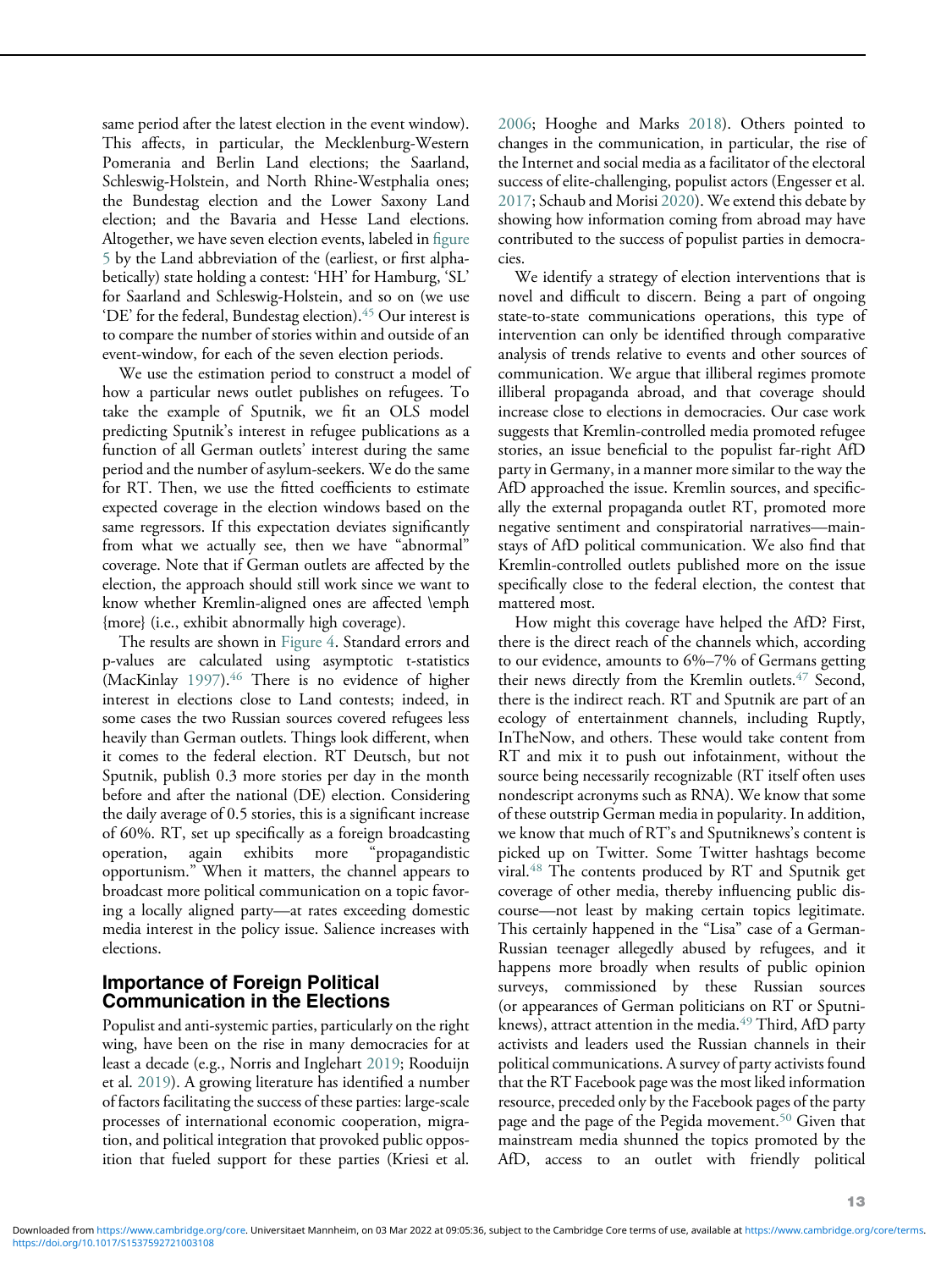same period after the latest election in the event window). This affects, in particular, the Mecklenburg-Western Pomerania and Berlin Land elections; the Saarland, Schleswig-Holstein, and North Rhine-Westphalia ones; the Bundestag election and the Lower Saxony Land election; and the Bavaria and Hesse Land elections. Altogether, we have seven election events, labeled in figure 5 by the Land abbreviation of the (earliest, or first alphabetically) state holding a contest: 'HH' for Hamburg, 'SL' for Saarland and Schleswig-Holstein, and so on (we use 'DE' for the federal, Bundestag election).[45] Our interest is to compare the number of stories within and outside of an event-window, for each of the seven election periods.

We use the estimation period to construct a model of how a particular news outlet publishes on refugees. To take the example of Sputnik, we fit an OLS model predicting Sputnik's interest in refugee publications as a function of all German outlets' interest during the same period and the number of asylum-seekers. We do the same for RT. Then, we use the fitted coefficients to estimate expected coverage in the election windows based on the same regressors. If this expectation deviates significantly from what we actually see, then we have "abnormal" coverage. Note that if German outlets are affected by the election, the approach should still work since we want to know whether Kremlin-aligned ones are affected \emph {more} (i.e., exhibit abnormally high coverage).

The results are shown in Figure 4. Standard errors and p-values are calculated using asymptotic t-statistics (MacKinlay 1997).[46] There is no evidence of higher interest in elections close to Land contests; indeed, in some cases the two Russian sources covered refugees less heavily than German outlets. Things look different, when it comes to the federal election. RT Deutsch, but not Sputnik, publish 0.3 more stories per day in the month before and after the national (DE) election. Considering the daily average of 0.5 stories, this is a significant increase of 60%. RT, set up specifically as a foreign broadcasting operation, again exhibits more "propagandistic opportunism." When it matters, the channel appears to broadcast more political communication on a topic favoring a locally aligned party—at rates exceeding domestic media interest in the policy issue. Salience increases with elections.

## Importance of Foreign Political Communication in the Elections

Populist and anti-systemic parties, particularly on the right wing, have been on the rise in many democracies for at least a decade (e.g., Norris and Inglehart 2019; Rooduijn et al. 2019). A growing literature has identified a number of factors facilitating the success of these parties: large-scale processes of international economic cooperation, migration, and political integration that provoked public opposition that fueled support for these parties (Kriesi et al. 2006; Hooghe and Marks 2018). Others pointed to changes in the communication, in particular, the rise of the Internet and social media as a facilitator of the electoral success of elite-challenging, populist actors (Engesser et al. 2017; Schaub and Morisi 2020). We extend this debate by showing how information coming from abroad may have contributed to the success of populist parties in democracies.

We identify a strategy of election interventions that is novel and difficult to discern. Being a part of ongoing state-to-state communications operations, this type of intervention can only be identified through comparative analysis of trends relative to events and other sources of communication. We argue that illiberal regimes promote illiberal propaganda abroad, and that coverage should increase close to elections in democracies. Our case work suggests that Kremlin-controlled media promoted refugee stories, an issue beneficial to the populist far-right AfD party in Germany, in a manner more similar to the way the AfD approached the issue. Kremlin sources, and specifically the external propaganda outlet RT, promoted more negative sentiment and conspiratorial narratives—mainstays of AfD political communication. We also find that Kremlin-controlled outlets published more on the issue specifically close to the federal election, the contest that mattered most.

How might this coverage have helped the AfD? First, there is the direct reach of the channels which, according to our evidence, amounts to 6%–7% of Germans getting their news directly from the Kremlin outlets.[47] Second, there is the indirect reach. RT and Sputnik are part of an ecology of entertainment channels, including Ruptly, InTheNow, and others. These would take content from RT and mix it to push out infotainment, without the source being necessarily recognizable (RT itself often uses nondescript acronyms such as RNA). We know that some of these outstrip German media in popularity. In addition, we know that much of RT's and Sputniknews's content is picked up on Twitter. Some Twitter hashtags become viral.[48] The contents produced by RT and Sputnik get coverage of other media, thereby influencing public discourse—not least by making certain topics legitimate. This certainly happened in the "Lisa" case of a German-Russian teenager allegedly abused by refugees, and it happens more broadly when results of public opinion surveys, commissioned by these Russian sources (or appearances of German politicians on RT or Sputniknews), attract attention in the media.[49] Third, AfD party activists and leaders used the Russian channels in their political communications. A survey of party activists found that the RT Facebook page was the most liked information resource, preceded only by the Facebook pages of the party page and the page of the Pegida movement.[50] Given that mainstream media shunned the topics promoted by the AfD, access to an outlet with friendly political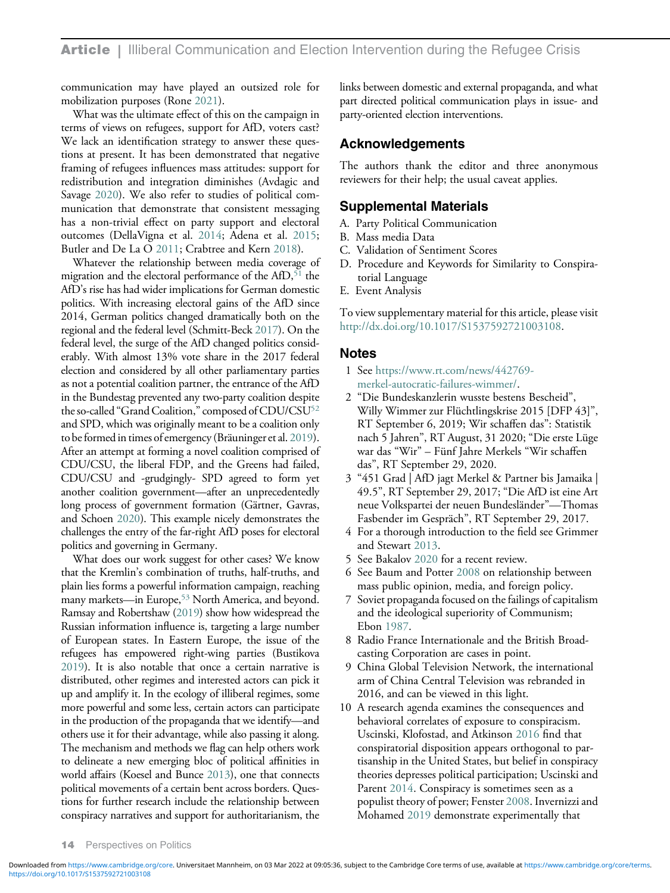communication may have played an outsized role for mobilization purposes (Rone 2021).

What was the ultimate effect of this on the campaign in terms of views on refugees, support for AfD, voters cast? We lack an identification strategy to answer these questions at present. It has been demonstrated that negative framing of refugees influences mass attitudes: support for redistribution and integration diminishes (Avdagic and Savage 2020). We also refer to studies of political communication that demonstrate that consistent messaging has a non-trivial effect on party support and electoral outcomes (DellaVigna et al. 2014; Adena et al. 2015; Butler and De La O 2011; Crabtree and Kern 2018).

Whatever the relationship between media coverage of migration and the electoral performance of the AfD,[51] the AfD's rise has had wider implications for German domestic politics. With increasing electoral gains of the AfD since 2014, German politics changed dramatically both on the regional and the federal level (Schmitt-Beck 2017). On the federal level, the surge of the AfD changed politics considerably. With almost 13% vote share in the 2017 federal election and considered by all other parliamentary parties as not a potential coalition partner, the entrance of the AfD in the Bundestag prevented any two-party coalition despite the so-called "Grand Coalition," composed of CDU/CSU[52] and SPD, which was originally meant to be a coalition only to be formed in times of emergency (Bräuninger et al. 2019). After an attempt at forming a novel coalition comprised of CDU/CSU, the liberal FDP, and the Greens had failed, CDU/CSU and -grudgingly- SPD agreed to form yet another coalition government—after an unprecedentedly long process of government formation (Gärtner, Gavras, and Schoen 2020). This example nicely demonstrates the challenges the entry of the far-right AfD poses for electoral politics and governing in Germany.

What does our work suggest for other cases? We know that the Kremlin's combination of truths, half-truths, and plain lies forms a powerful information campaign, reaching many markets—in Europe,[53] North America, and beyond. Ramsay and Robertshaw (2019) show how widespread the Russian information influence is, targeting a large number of European states. In Eastern Europe, the issue of the refugees has empowered right-wing parties (Bustikova 2019). It is also notable that once a certain narrative is distributed, other regimes and interested actors can pick it up and amplify it. In the ecology of illiberal regimes, some more powerful and some less, certain actors can participate in the production of the propaganda that we identify—and others use it for their advantage, while also passing it along. The mechanism and methods we flag can help others work to delineate a new emerging bloc of political affinities in world affairs (Koesel and Bunce 2013), one that connects political movements of a certain bent across borders. Questions for further research include the relationship between conspiracy narratives and support for authoritarianism, the links between domestic and external propaganda, and what part directed political communication plays in issue- and party-oriented election interventions.

## Acknowledgements

The authors thank the editor and three anonymous reviewers for their help; the usual caveat applies.

## Supplemental Materials

A. Party Political Communication
B. Mass media Data
C. Validation of Sentiment Scores
D. Procedure and Keywords for Similarity to Conspiratorial Language
E. Event Analysis

To view supplementary material for this article, please visit http://dx.doi.org/10.1017/S1537592721003108.

## Notes

1. See https://www.rt.com/news/442769-merkel-autocratic-failures-wimmer/.
2. "Die Bundeskanzlerin wusste bestens Bescheid", Willy Wimmer zur Flüchtlingskrise 2015 [DFP 43]", RT September 6, 2019; Wir schaffen das": Statistik nach 5 Jahren", RT August, 31 2020; "Die erste Lüge war das "Wir" – Fünf Jahre Merkels "Wir schaffen das", RT September 29, 2020.
3. "451 Grad | AfD jagt Merkel & Partner bis Jamaika | 49.5", RT September 29, 2017; "Die AfD ist eine Art neue Volkspartei der neuen Bundesländer"—Thomas Fasbender im Gespräch", RT September 29, 2017.
4. For a thorough introduction to the field see Grimmer and Stewart 2013.
5. See Bakalov 2020 for a recent review.
6. See Baum and Potter 2008 on relationship between mass public opinion, media, and foreign policy.
7. Soviet propaganda focused on the failings of capitalism and the ideological superiority of Communism; Ebon 1987.
8. Radio France Internationale and the British Broadcasting Corporation are cases in point.
9. China Global Television Network, the international arm of China Central Television was rebranded in 2016, and can be viewed in this light.
10. A research agenda examines the consequences and behavioral correlates of exposure to conspiracism. Uscinski, Klofostad, and Atkinson 2016 find that conspiratorial disposition appears orthogonal to partisanship in the United States, but belief in conspiracy theories depresses political participation; Uscinski and Parent 2014. Conspiracy is sometimes seen as a populist theory of power; Fenster 2008. Invernizzi and Mohamed 2019 demonstrate experimentally that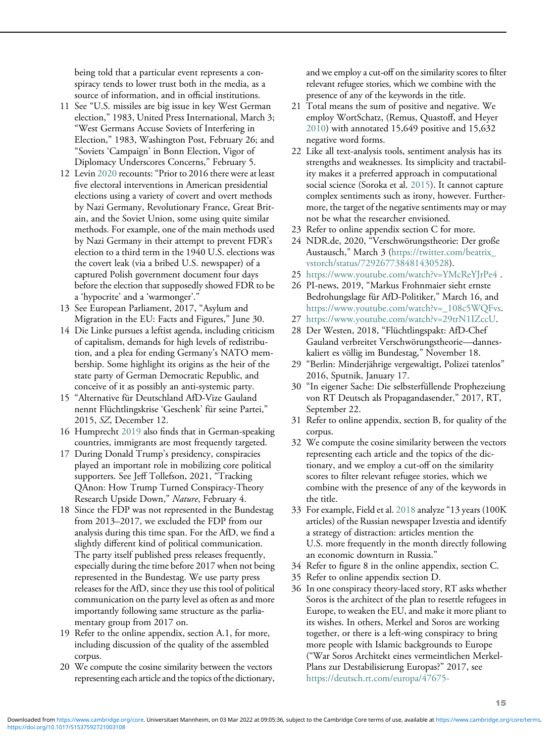being told that a particular event represents a conspiracy tends to lower trust both in the media, as a source of information, and in official institutions.

11 See "U.S. missiles are big issue in key West German election," 1983, United Press International, March 3; "West Germans Accuse Soviets of Interfering in Election," 1983, Washington Post, February 26; and "Soviets 'Campaign' in Bonn Election, Vigor of Diplomacy Underscores Concerns," February 5.

12 Levin 2020 recounts: "Prior to 2016 there were at least five electoral interventions in American presidential elections using a variety of covert and overt methods by Nazi Germany, Revolutionary France, Great Britain, and the Soviet Union, some using quite similar methods. For example, one of the main methods used by Nazi Germany in their attempt to prevent FDR's election to a third term in the 1940 U.S. elections was the covert leak (via a bribed U.S. newspaper) of a captured Polish government document four days before the election that supposedly showed FDR to be a 'hypocrite' and a 'warmonger'."

13 See European Parliament, 2017, "Asylum and Migration in the EU: Facts and Figures," June 30.

14 Die Linke pursues a leftist agenda, including criticism of capitalism, demands for high levels of redistribution, and a plea for ending Germany's NATO membership. Some highlight its origins as the heir of the state party of German Democratic Republic, and conceive of it as possibly an anti-systemic party.

15 "Alternative für Deutschland AfD-Vize Gauland nennt Flüchtlingskrise 'Geschenk' für seine Partei," 2015, *SZ*, December 12.

16 Humprecht 2019 also finds that in German-speaking countries, immigrants are most frequently targeted.

17 During Donald Trump's presidency, conspiracies played an important role in mobilizing core political supporters. See Jeff Tollefson, 2021, "Tracking QAnon: How Trump Turned Conspiracy-Theory Research Upside Down," *Nature*, February 4.

18 Since the FDP was not represented in the Bundestag from 2013–2017, we excluded the FDP from our analysis during this time span. For the AfD, we find a slightly different kind of political communication. The party itself published press releases frequently, especially during the time before 2017 when not being represented in the Bundestag. We use party press releases for the AfD, since they use this tool of political communication on the party level as often as and more importantly following same structure as the parliamentary group from 2017 on.

19 Refer to the online appendix, section A.1, for more, including discussion of the quality of the assembled corpus.

20 We compute the cosine similarity between the vectors representing each article and the topics of the dictionary, and we employ a cut-off on the similarity scores to filter relevant refugee stories, which we combine with the presence of any of the keywords in the title.

21 Total means the sum of positive and negative. We employ WortSchatz, (Remus, Quastoff, and Heyer 2010) with annotated 15,649 positive and 15,632 negative word forms.

22 Like all text-analysis tools, sentiment analysis has its strengths and weaknesses. Its simplicity and tractability makes it a preferred approach in computational social science (Soroka et al. 2015). It cannot capture complex sentiments such as irony, however. Furthermore, the target of the negative sentiments may or may not be what the researcher envisioned.

23 Refer to online appendix section C for more.

24 NDR.de, 2020, "Verschwörungstheorie: Der große Austausch," March 3 (https://twitter.com/beatrix_vstorch/status/729267738481430528).

25 https://www.youtube.com/watch?v=YMcReYJrPe4 .

26 PI-news, 2019, "Markus Frohnmaier sieht ernste Bedrohungslage für AfD-Politiker," March 16, and https://www.youtube.com/watch?v=_108c5WQFvs.

27 https://www.youtube.com/watch?v=29trN1IZccU.

28 Der Westen, 2018, "Flüchtlingspakt: AfD-Chef Gauland verbreitet Verschwörungstheorie—dannes-kaliert es völlig im Bundestag," November 18.

29 "Berlin: Minderjährige vergewaltigt, Polizei tatenlos" 2016, Sputnik, January 17.

30 "In eigener Sache: Die selbsterfüllende Prophezeiung von RT Deutsch als Propagandasender," 2017, RT, September 22.

31 Refer to online appendix, section B, for quality of the corpus.

32 We compute the cosine similarity between the vectors representing each article and the topics of the dictionary, and we employ a cut-off on the similarity scores to filter relevant refugee stories, which we combine with the presence of any of the keywords in the title.

33 For example, Field et al. 2018 analyze "13 years (100K articles) of the Russian newspaper Izvestia and identify a strategy of distraction: articles mention the U.S. more frequently in the month directly following an economic downturn in Russia."

34 Refer to figure 8 in the online appendix, section C.

35 Refer to online appendix section D.

36 In one conspiracy theory-laced story, RT asks whether Soros is the architect of the plan to resettle refugees in Europe, to weaken the EU, and make it more pliant to its wishes. In others, Merkel and Soros are working together, or there is a left-wing conspiracy to bring more people with Islamic backgrounds to Europe ("War Soros Architekt eines vermeintlichen Merkel-Plans zur Destabilisierung Europas?" 2017, see https://deutsch.rt.com/europa/47675-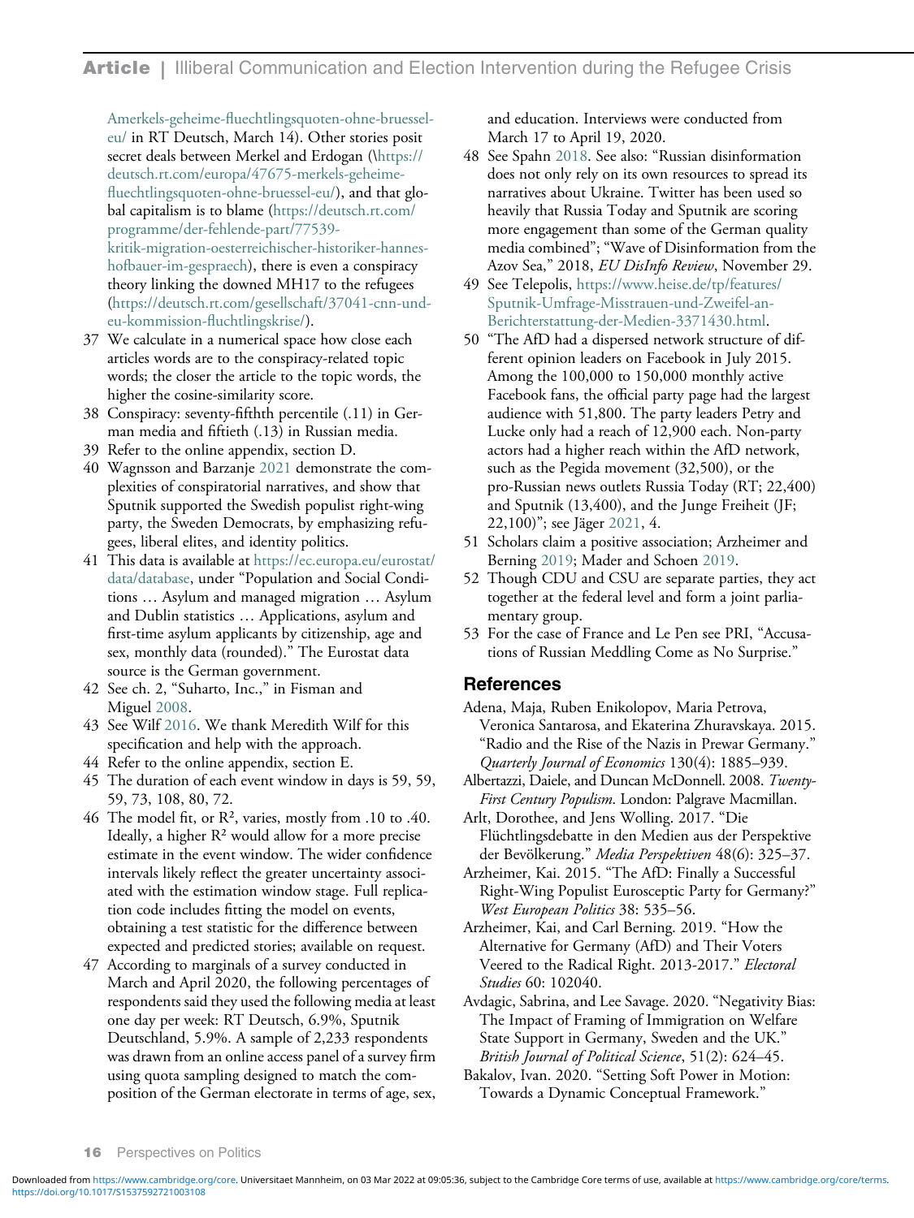Amerkels-geheime-fluechtlingsquoten-ohne-bruessel-eu/ in RT Deutsch, March 14). Other stories posit secret deals between Merkel and Erdogan (\https://deutsch.rt.com/europa/47675-merkels-geheime-fluechtlingsquoten-ohne-bruessel-eu/), and that global capitalism is to blame (https://deutsch.rt.com/programme/der-fehlende-part/77539-kritik-migration-oesterreichischer-historiker-hannes-hofbauer-im-gespraech), there is even a conspiracy theory linking the downed MH17 to the refugees (https://deutsch.rt.com/gesellschaft/37041-cnn-und-eu-kommission-fluchtlingskrise/).

37 We calculate in a numerical space how close each articles words are to the conspiracy-related topic words; the closer the article to the topic words, the higher the cosine-similarity score.

38 Conspiracy: seventy-fifthth percentile (.11) in German media and fiftieth (.13) in Russian media.

39 Refer to the online appendix, section D.

40 Wagnsson and Barzanje 2021 demonstrate the complexities of conspiratorial narratives, and show that Sputnik supported the Swedish populist right-wing party, the Sweden Democrats, by emphasizing refugees, liberal elites, and identity politics.

41 This data is available at https://ec.europa.eu/eurostat/data/database, under "Population and Social Conditions … Asylum and managed migration … Asylum and Dublin statistics … Applications, asylum and first-time asylum applicants by citizenship, age and sex, monthly data (rounded)." The Eurostat data source is the German government.

42 See ch. 2, "Suharto, Inc.," in Fisman and Miguel 2008.

43 See Wilf 2016. We thank Meredith Wilf for this specification and help with the approach.

44 Refer to the online appendix, section E.

45 The duration of each event window in days is 59, 59, 59, 73, 108, 80, 72.

46 The model fit, or $R^2$, varies, mostly from .10 to .40. Ideally, a higher $R^2$ would allow for a more precise estimate in the event window. The wider confidence intervals likely reflect the greater uncertainty associated with the estimation window stage. Full replication code includes fitting the model on events, obtaining a test statistic for the difference between expected and predicted stories; available on request.

47 According to marginals of a survey conducted in March and April 2020, the following percentages of respondents said they used the following media at least one day per week: RT Deutsch, 6.9%, Sputnik Deutschland, 5.9%. A sample of 2,233 respondents was drawn from an online access panel of a survey firm using quota sampling designed to match the composition of the German electorate in terms of age, sex, and education. Interviews were conducted from March 17 to April 19, 2020.

48 See Spahn 2018. See also: "Russian disinformation does not only rely on its own resources to spread its narratives about Ukraine. Twitter has been used so heavily that Russia Today and Sputnik are scoring more engagement than some of the German quality media combined"; "Wave of Disinformation from the Azov Sea," 2018, *EU DisInfo Review*, November 29.

49 See Telepolis, https://www.heise.de/tp/features/Sputnik-Umfrage-Misstrauen-und-Zweifel-an-Berichterstattung-der-Medien-3371430.html.

50 "The AfD had a dispersed network structure of different opinion leaders on Facebook in July 2015. Among the 100,000 to 150,000 monthly active Facebook fans, the official party page had the largest audience with 51,800. The party leaders Petry and Lucke only had a reach of 12,900 each. Non-party actors had a higher reach within the AfD network, such as the Pegida movement (32,500), or the pro-Russian news outlets Russia Today (RT; 22,400) and Sputnik (13,400), and the Junge Freiheit (JF; 22,100)"; see Jäger 2021, 4.

51 Scholars claim a positive association; Arzheimer and Berning 2019; Mader and Schoen 2019.

52 Though CDU and CSU are separate parties, they act together at the federal level and form a joint parliamentary group.

53 For the case of France and Le Pen see PRI, "Accusations of Russian Meddling Come as No Surprise."

## References

Adena, Maja, Ruben Enikolopov, Maria Petrova, Veronica Santarosa, and Ekaterina Zhuravskaya. 2015. "Radio and the Rise of the Nazis in Prewar Germany." *Quarterly Journal of Economics* 130(4): 1885–939.

Albertazzi, Daiele, and Duncan McDonnell. 2008. *Twenty-First Century Populism*. London: Palgrave Macmillan.

Arlt, Dorothee, and Jens Wolling. 2017. "Die Flüchtlingsdebatte in den Medien aus der Perspektive der Bevölkerung." *Media Perspektiven* 48(6): 325–37.

Arzheimer, Kai. 2015. "The AfD: Finally a Successful Right-Wing Populist Eurosceptic Party for Germany?" *West European Politics* 38: 535–56.

Arzheimer, Kai, and Carl Berning. 2019. "How the Alternative for Germany (AfD) and Their Voters Veered to the Radical Right. 2013-2017." *Electoral Studies* 60: 102040.

Avdagic, Sabrina, and Lee Savage. 2020. "Negativity Bias: The Impact of Framing of Immigration on Welfare State Support in Germany, Sweden and the UK." *British Journal of Political Science*, 51(2): 624–45.

Bakalov, Ivan. 2020. "Setting Soft Power in Motion: Towards a Dynamic Conceptual Framework."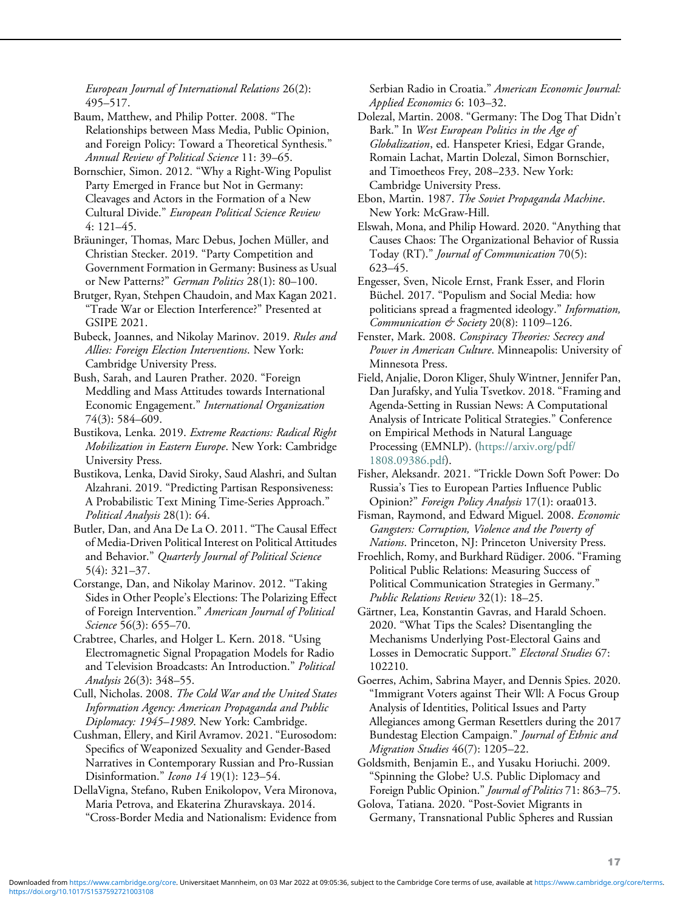*European Journal of International Relations* 26(2): 495–517.

Baum, Matthew, and Philip Potter. 2008. "The Relationships between Mass Media, Public Opinion, and Foreign Policy: Toward a Theoretical Synthesis." *Annual Review of Political Science* 11: 39–65.

Bornschier, Simon. 2012. "Why a Right-Wing Populist Party Emerged in France but Not in Germany: Cleavages and Actors in the Formation of a New Cultural Divide." *European Political Science Review* 4: 121–45.

Bräuninger, Thomas, Marc Debus, Jochen Müller, and Christian Stecker. 2019. "Party Competition and Government Formation in Germany: Business as Usual or New Patterns?" *German Politics* 28(1): 80–100.

Brutger, Ryan, Stehpen Chaudoin, and Max Kagan 2021. "Trade War or Election Interference?" Presented at GSIPE 2021.

Bubeck, Joannes, and Nikolay Marinov. 2019. *Rules and Allies: Foreign Election Interventions*. New York: Cambridge University Press.

Bush, Sarah, and Lauren Prather. 2020. "Foreign Meddling and Mass Attitudes towards International Economic Engagement." *International Organization* 74(3): 584–609.

Bustikova, Lenka. 2019. *Extreme Reactions: Radical Right Mobilization in Eastern Europe*. New York: Cambridge University Press.

Bustikova, Lenka, David Siroky, Saud Alashri, and Sultan Alzahrani. 2019. "Predicting Partisan Responsiveness: A Probabilistic Text Mining Time-Series Approach." *Political Analysis* 28(1): 64.

Butler, Dan, and Ana De La O. 2011. "The Causal Effect of Media-Driven Political Interest on Political Attitudes and Behavior." *Quarterly Journal of Political Science* 5(4): 321–37.

Corstange, Dan, and Nikolay Marinov. 2012. "Taking Sides in Other People's Elections: The Polarizing Effect of Foreign Intervention." *American Journal of Political Science* 56(3): 655–70.

Crabtree, Charles, and Holger L. Kern. 2018. "Using Electromagnetic Signal Propagation Models for Radio and Television Broadcasts: An Introduction." *Political Analysis* 26(3): 348–55.

Cull, Nicholas. 2008. *The Cold War and the United States Information Agency: American Propaganda and Public Diplomacy: 1945–1989*. New York: Cambridge.

Cushman, Ellery, and Kiril Avramov. 2021. "Eurosodom: Specifics of Weaponized Sexuality and Gender-Based Narratives in Contemporary Russian and Pro-Russian Disinformation." *Icono 14* 19(1): 123–54.

DellaVigna, Stefano, Ruben Enikolopov, Vera Mironova, Maria Petrova, and Ekaterina Zhuravskaya. 2014. "Cross-Border Media and Nationalism: Evidence from Serbian Radio in Croatia." *American Economic Journal: Applied Economics* 6: 103–32.

Dolezal, Martin. 2008. "Germany: The Dog That Didn't Bark." In *West European Politics in the Age of Globalization*, ed. Hanspeter Kriesi, Edgar Grande, Romain Lachat, Martin Dolezal, Simon Bornschier, and Timoetheos Frey, 208–233. New York: Cambridge University Press.

Ebon, Martin. 1987. *The Soviet Propaganda Machine*. New York: McGraw-Hill.

Elswah, Mona, and Philip Howard. 2020. "Anything that Causes Chaos: The Organizational Behavior of Russia Today (RT)." *Journal of Communication* 70(5): 623–45.

Engesser, Sven, Nicole Ernst, Frank Esser, and Florin Büchel. 2017. "Populism and Social Media: how politicians spread a fragmented ideology." *Information, Communication & Society* 20(8): 1109–126.

Fenster, Mark. 2008. *Conspiracy Theories: Secrecy and Power in American Culture*. Minneapolis: University of Minnesota Press.

Field, Anjalie, Doron Kliger, Shuly Wintner, Jennifer Pan, Dan Jurafsky, and Yulia Tsvetkov. 2018. "Framing and Agenda-Setting in Russian News: A Computational Analysis of Intricate Political Strategies." Conference on Empirical Methods in Natural Language Processing (EMNLP). (https://arxiv.org/pdf/1808.09386.pdf).

Fisher, Aleksandr. 2021. "Trickle Down Soft Power: Do Russia's Ties to European Parties Influence Public Opinion?" *Foreign Policy Analysis* 17(1): oraa013.

Fisman, Raymond, and Edward Miguel. 2008. *Economic Gangsters: Corruption, Violence and the Poverty of Nations*. Princeton, NJ: Princeton University Press.

Froehlich, Romy, and Burkhard Rüdiger. 2006. "Framing Political Public Relations: Measuring Success of Political Communication Strategies in Germany." *Public Relations Review* 32(1): 18–25.

Gärtner, Lea, Konstantin Gavras, and Harald Schoen. 2020. "What Tips the Scales? Disentangling the Mechanisms Underlying Post-Electoral Gains and Losses in Democratic Support." *Electoral Studies* 67: 102210.

Goerres, Achim, Sabrina Mayer, and Dennis Spies. 2020. "Immigrant Voters against Their Wll: A Focus Group Analysis of Identities, Political Issues and Party Allegiances among German Resettlers during the 2017 Bundestag Election Campaign." *Journal of Ethnic and Migration Studies* 46(7): 1205–22.

Goldsmith, Benjamin E., and Yusaku Horiuchi. 2009. "Spinning the Globe? U.S. Public Diplomacy and Foreign Public Opinion." *Journal of Politics* 71: 863–75.

Golova, Tatiana. 2020. "Post-Soviet Migrants in Germany, Transnational Public Spheres and Russian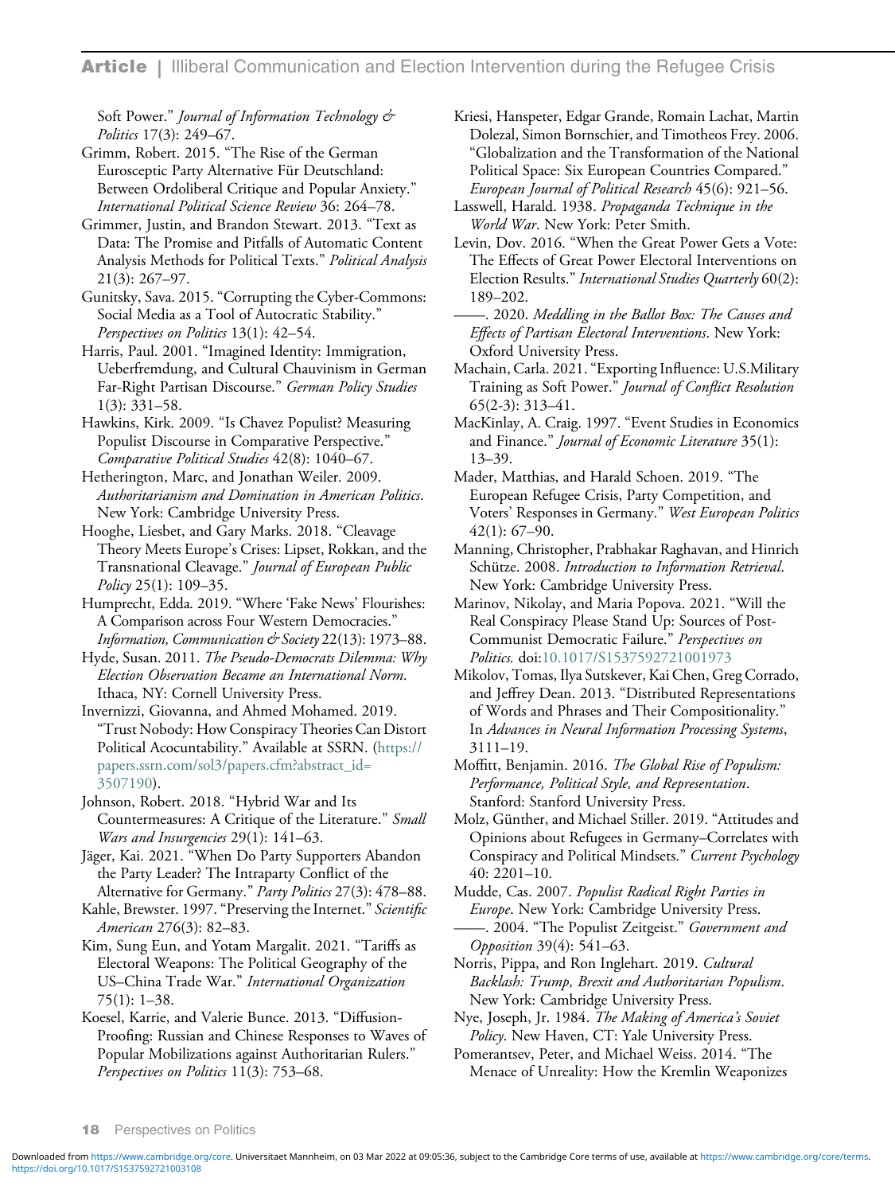Soft Power." *Journal of Information Technology & Politics* 17(3): 249–67.

Grimm, Robert. 2015. "The Rise of the German Eurosceptic Party Alternative Für Deutschland: Between Ordoliberal Critique and Popular Anxiety." *International Political Science Review* 36: 264–78.

Grimmer, Justin, and Brandon Stewart. 2013. "Text as Data: The Promise and Pitfalls of Automatic Content Analysis Methods for Political Texts." *Political Analysis* 21(3): 267–97.

Gunitsky, Sava. 2015. "Corrupting the Cyber-Commons: Social Media as a Tool of Autocratic Stability." *Perspectives on Politics* 13(1): 42–54.

Harris, Paul. 2001. "Imagined Identity: Immigration, Ueberfremdung, and Cultural Chauvinism in German Far-Right Partisan Discourse." *German Policy Studies* 1(3): 331–58.

Hawkins, Kirk. 2009. "Is Chavez Populist? Measuring Populist Discourse in Comparative Perspective." *Comparative Political Studies* 42(8): 1040–67.

Hetherington, Marc, and Jonathan Weiler. 2009. *Authoritarianism and Domination in American Politics*. New York: Cambridge University Press.

Hooghe, Liesbet, and Gary Marks. 2018. "Cleavage Theory Meets Europe's Crises: Lipset, Rokkan, and the Transnational Cleavage." *Journal of European Public Policy* 25(1): 109–35.

Humprecht, Edda. 2019. "Where 'Fake News' Flourishes: A Comparison across Four Western Democracies." *Information, Communication & Society* 22(13): 1973–88.

Hyde, Susan. 2011. *The Pseudo-Democrats Dilemma: Why Election Observation Became an International Norm*. Ithaca, NY: Cornell University Press.

Invernizzi, Giovanna, and Ahmed Mohamed. 2019. "Trust Nobody: How Conspiracy Theories Can Distort Political Acocuntability." Available at SSRN. (https://papers.ssrn.com/sol3/papers.cfm?abstract_id=3507190).

Johnson, Robert. 2018. "Hybrid War and Its Countermeasures: A Critique of the Literature." *Small Wars and Insurgencies* 29(1): 141–63.

Jäger, Kai. 2021. "When Do Party Supporters Abandon the Party Leader? The Intraparty Conflict of the Alternative for Germany." *Party Politics* 27(3): 478–88.

Kahle, Brewster. 1997. "Preserving the Internet." *Scientific American* 276(3): 82–83.

Kim, Sung Eun, and Yotam Margalit. 2021. "Tariffs as Electoral Weapons: The Political Geography of the US–China Trade War." *International Organization* 75(1): 1–38.

Koesel, Karrie, and Valerie Bunce. 2013. "Diffusion-Proofing: Russian and Chinese Responses to Waves of Popular Mobilizations against Authoritarian Rulers." *Perspectives on Politics* 11(3): 753–68.

Kriesi, Hanspeter, Edgar Grande, Romain Lachat, Martin Dolezal, Simon Bornschier, and Timotheos Frey. 2006. "Globalization and the Transformation of the National Political Space: Six European Countries Compared." *European Journal of Political Research* 45(6): 921–56.

Lasswell, Harald. 1938. *Propaganda Technique in the World War*. New York: Peter Smith.

Levin, Dov. 2016. "When the Great Power Gets a Vote: The Effects of Great Power Electoral Interventions on Election Results." *International Studies Quarterly* 60(2): 189–202.

——. 2020. *Meddling in the Ballot Box: The Causes and Effects of Partisan Electoral Interventions*. New York: Oxford University Press.

Machain, Carla. 2021. "Exporting Influence: U.S.Military Training as Soft Power." *Journal of Conflict Resolution* 65(2-3): 313–41.

MacKinlay, A. Craig. 1997. "Event Studies in Economics and Finance." *Journal of Economic Literature* 35(1): 13–39.

Mader, Matthias, and Harald Schoen. 2019. "The European Refugee Crisis, Party Competition, and Voters' Responses in Germany." *West European Politics* 42(1): 67–90.

Manning, Christopher, Prabhakar Raghavan, and Hinrich Schütze. 2008. *Introduction to Information Retrieval*. New York: Cambridge University Press.

Marinov, Nikolay, and Maria Popova. 2021. "Will the Real Conspiracy Please Stand Up: Sources of Post-Communist Democratic Failure." *Perspectives on Politics.* doi:10.1017/S1537592721001973

Mikolov, Tomas, Ilya Sutskever, Kai Chen, Greg Corrado, and Jeffrey Dean. 2013. "Distributed Representations of Words and Phrases and Their Compositionality." In *Advances in Neural Information Processing Systems*, 3111–19.

Moffitt, Benjamin. 2016. *The Global Rise of Populism: Performance, Political Style, and Representation*. Stanford: Stanford University Press.

Molz, Günther, and Michael Stiller. 2019. "Attitudes and Opinions about Refugees in Germany–Correlates with Conspiracy and Political Mindsets." *Current Psychology* 40: 2201–10.

Mudde, Cas. 2007. *Populist Radical Right Parties in Europe*. New York: Cambridge University Press.

——. 2004. "The Populist Zeitgeist." *Government and Opposition* 39(4): 541–63.

Norris, Pippa, and Ron Inglehart. 2019. *Cultural Backlash: Trump, Brexit and Authoritarian Populism*. New York: Cambridge University Press.

Nye, Joseph, Jr. 1984. *The Making of America's Soviet Policy*. New Haven, CT: Yale University Press.

Pomerantsev, Peter, and Michael Weiss. 2014. "The Menace of Unreality: How the Kremlin Weaponizes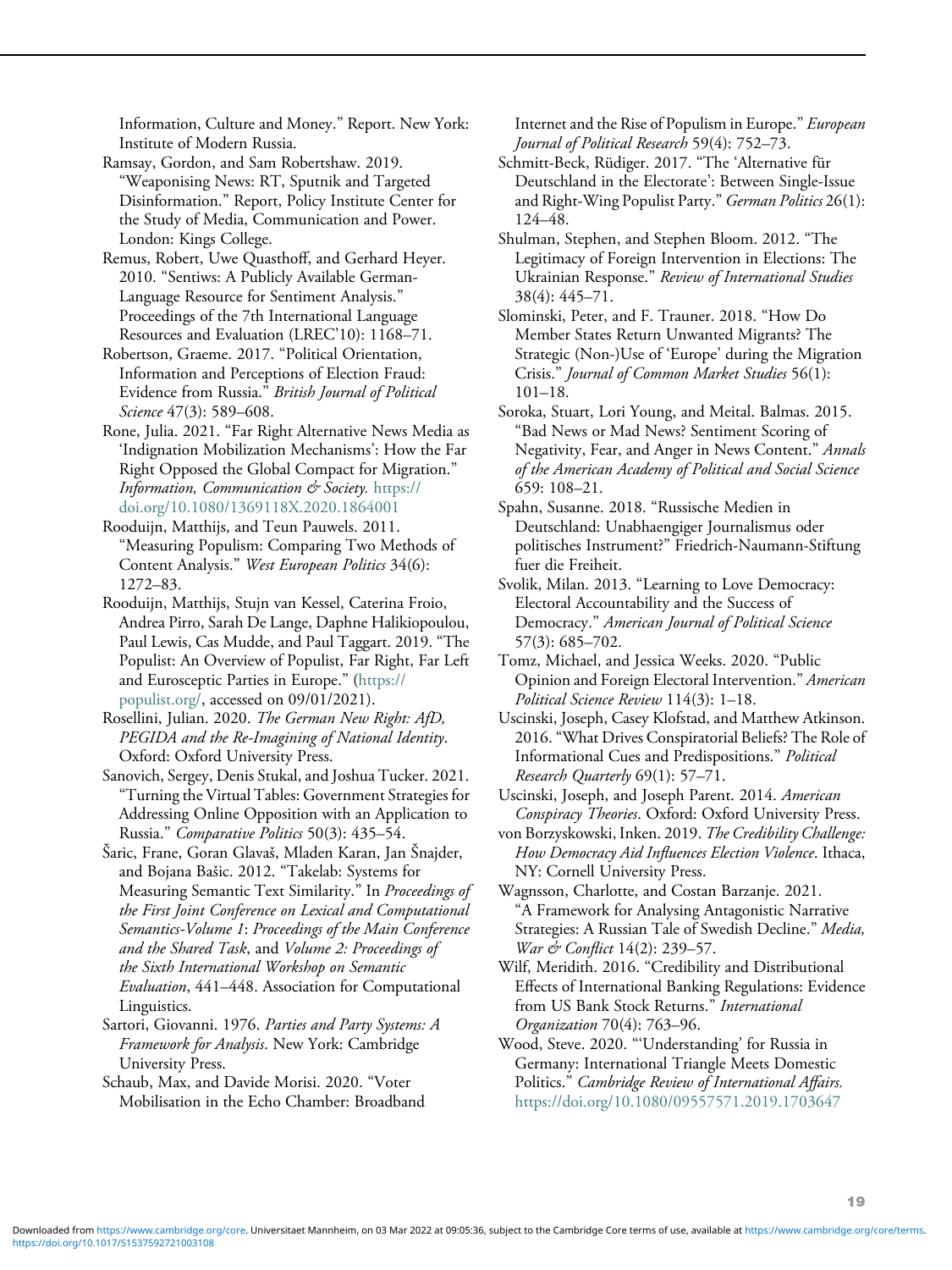Information, Culture and Money." Report. New York: Institute of Modern Russia.

Ramsay, Gordon, and Sam Robertshaw. 2019. "Weaponising News: RT, Sputnik and Targeted Disinformation." Report, Policy Institute Center for the Study of Media, Communication and Power. London: Kings College.

Remus, Robert, Uwe Quasthoff, and Gerhard Heyer. 2010. "Sentiws: A Publicly Available German-Language Resource for Sentiment Analysis." Proceedings of the 7th International Language Resources and Evaluation (LREC'10): 1168–71.

Robertson, Graeme. 2017. "Political Orientation, Information and Perceptions of Election Fraud: Evidence from Russia." *British Journal of Political Science* 47(3): 589–608.

Rone, Julia. 2021. "Far Right Alternative News Media as 'Indignation Mobilization Mechanisms': How the Far Right Opposed the Global Compact for Migration." *Information, Communication & Society.* https://doi.org/10.1080/1369118X.2020.1864001

Rooduijn, Matthijs, and Teun Pauwels. 2011. "Measuring Populism: Comparing Two Methods of Content Analysis." *West European Politics* 34(6): 1272–83.

Rooduijn, Matthijs, Stujn van Kessel, Caterina Froio, Andrea Pirro, Sarah De Lange, Daphne Halikiopoulou, Paul Lewis, Cas Mudde, and Paul Taggart. 2019. "The Populist: An Overview of Populist, Far Right, Far Left and Eurosceptic Parties in Europe." (https://populist.org/, accessed on 09/01/2021).

Rosellini, Julian. 2020. *The German New Right: AfD, PEGIDA and the Re-Imagining of National Identity*. Oxford: Oxford University Press.

Sanovich, Sergey, Denis Stukal, and Joshua Tucker. 2021. "Turning the Virtual Tables: Government Strategies for Addressing Online Opposition with an Application to Russia." *Comparative Politics* 50(3): 435–54.

Šaric, Frane, Goran Glavaš, Mladen Karan, Jan Šnajder, and Bojana Bašic. 2012. "Takelab: Systems for Measuring Semantic Text Similarity." In *Proceedings of the First Joint Conference on Lexical and Computational Semantics-Volume 1*: *Proceedings of the Main Conference and the Shared Task*, and *Volume 2: Proceedings of the Sixth International Workshop on Semantic Evaluation*, 441–448. Association for Computational Linguistics.

Sartori, Giovanni. 1976. *Parties and Party Systems: A Framework for Analysis*. New York: Cambridge University Press.

Schaub, Max, and Davide Morisi. 2020. "Voter Mobilisation in the Echo Chamber: Broadband Internet and the Rise of Populism in Europe." *European Journal of Political Research* 59(4): 752–73.

Schmitt-Beck, Rüdiger. 2017. "The 'Alternative für Deutschland in the Electorate': Between Single-Issue and Right-Wing Populist Party." *German Politics* 26(1): 124–48.

Shulman, Stephen, and Stephen Bloom. 2012. "The Legitimacy of Foreign Intervention in Elections: The Ukrainian Response." *Review of International Studies* 38(4): 445–71.

Slominski, Peter, and F. Trauner. 2018. "How Do Member States Return Unwanted Migrants? The Strategic (Non-)Use of 'Europe' during the Migration Crisis." *Journal of Common Market Studies* 56(1): 101–18.

Soroka, Stuart, Lori Young, and Meital. Balmas. 2015. "Bad News or Mad News? Sentiment Scoring of Negativity, Fear, and Anger in News Content." *Annals of the American Academy of Political and Social Science* 659: 108–21.

Spahn, Susanne. 2018. "Russische Medien in Deutschland: Unabhaengiger Journalismus oder politisches Instrument?" Friedrich-Naumann-Stiftung fuer die Freiheit.

Svolik, Milan. 2013. "Learning to Love Democracy: Electoral Accountability and the Success of Democracy." *American Journal of Political Science* 57(3): 685–702.

Tomz, Michael, and Jessica Weeks. 2020. "Public Opinion and Foreign Electoral Intervention." *American Political Science Review* 114(3): 1–18.

Uscinski, Joseph, Casey Klofstad, and Matthew Atkinson. 2016. "What Drives Conspiratorial Beliefs? The Role of Informational Cues and Predispositions." *Political Research Quarterly* 69(1): 57–71.

Uscinski, Joseph, and Joseph Parent. 2014. *American Conspiracy Theories*. Oxford: Oxford University Press.

von Borzyskowski, Inken. 2019. *The Credibility Challenge: How Democracy Aid Influences Election Violence*. Ithaca, NY: Cornell University Press.

Wagnsson, Charlotte, and Costan Barzanje. 2021. "A Framework for Analysing Antagonistic Narrative Strategies: A Russian Tale of Swedish Decline." *Media, War & Conflict* 14(2): 239–57.

Wilf, Meridith. 2016. "Credibility and Distributional Effects of International Banking Regulations: Evidence from US Bank Stock Returns." *International Organization* 70(4): 763–96.

Wood, Steve. 2020. "'Understanding' for Russia in Germany: International Triangle Meets Domestic Politics." *Cambridge Review of International Affairs.* https://doi.org/10.1080/09557571.2019.1703647